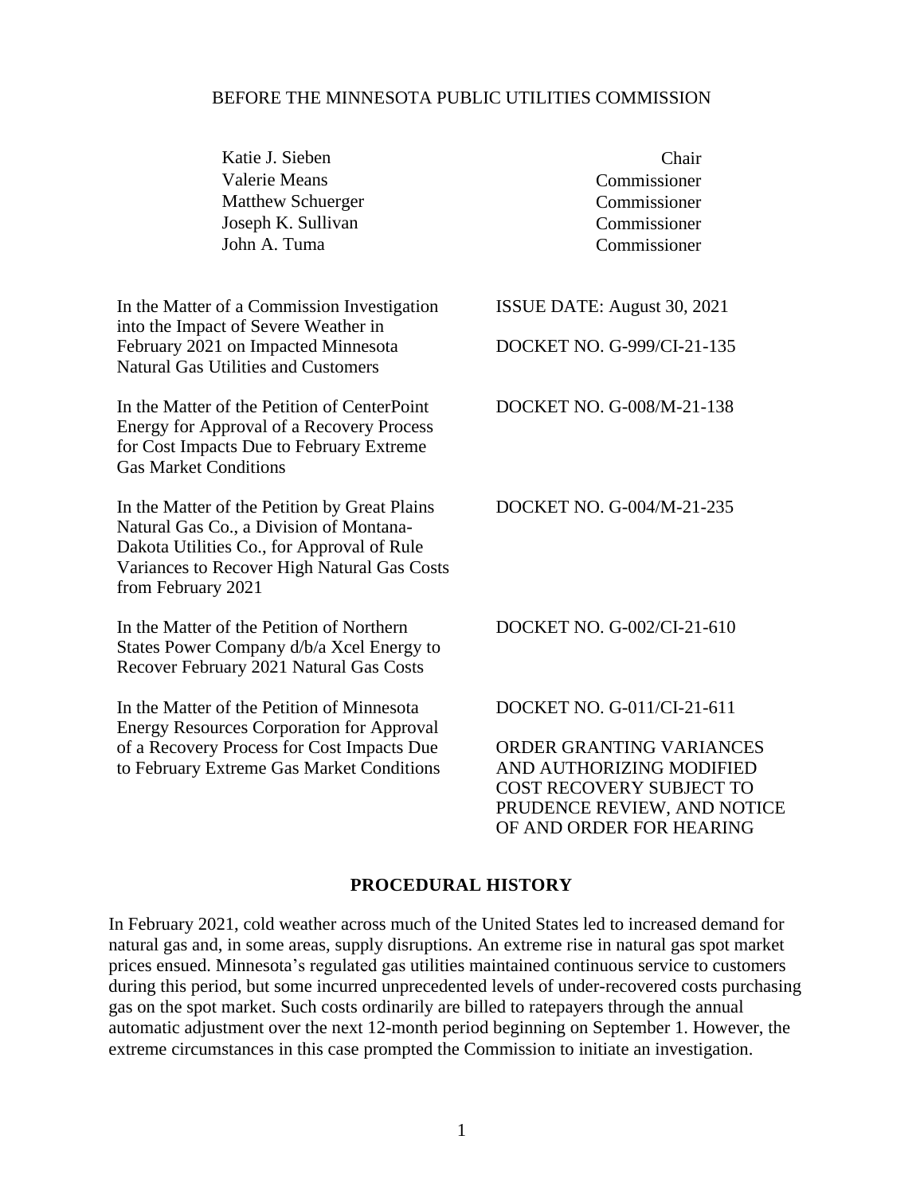BEFORE THE MINNESOTA PUBLIC UTILITIES COMMISSION

| | |
|---|---|
| Katie J. Sieben | Chair |
| Valerie Means | Commissioner |
| Matthew Schuerger | Commissioner |
| Joseph K. Sullivan | Commissioner |
| John A. Tuma | Commissioner |

| | |
|---|---|
| In the Matter of a Commission Investigation into the Impact of Severe Weather in February 2021 on Impacted Minnesota Natural Gas Utilities and Customers | ISSUE DATE: August 30, 2021<br><br>DOCKET NO. G-999/CI-21-135 |
| In the Matter of the Petition of CenterPoint Energy for Approval of a Recovery Process for Cost Impacts Due to February Extreme Gas Market Conditions | DOCKET NO. G-008/M-21-138 |
| In the Matter of the Petition by Great Plains Natural Gas Co., a Division of Montana-Dakota Utilities Co., for Approval of Rule Variances to Recover High Natural Gas Costs from February 2021 | DOCKET NO. G-004/M-21-235 |
| In the Matter of the Petition of Northern States Power Company d/b/a Xcel Energy to Recover February 2021 Natural Gas Costs | DOCKET NO. G-002/CI-21-610 |
| In the Matter of the Petition of Minnesota Energy Resources Corporation for Approval of a Recovery Process for Cost Impacts Due to February Extreme Gas Market Conditions | DOCKET NO. G-011/CI-21-611<br><br>ORDER GRANTING VARIANCES AND AUTHORIZING MODIFIED COST RECOVERY SUBJECT TO PRUDENCE REVIEW, AND NOTICE OF AND ORDER FOR HEARING |

## PROCEDURAL HISTORY

In February 2021, cold weather across much of the United States led to increased demand for natural gas and, in some areas, supply disruptions. An extreme rise in natural gas spot market prices ensued. Minnesota's regulated gas utilities maintained continuous service to customers during this period, but some incurred unprecedented levels of under-recovered costs purchasing gas on the spot market. Such costs ordinarily are billed to ratepayers through the annual automatic adjustment over the next 12-month period beginning on September 1. However, the extreme circumstances in this case prompted the Commission to initiate an investigation.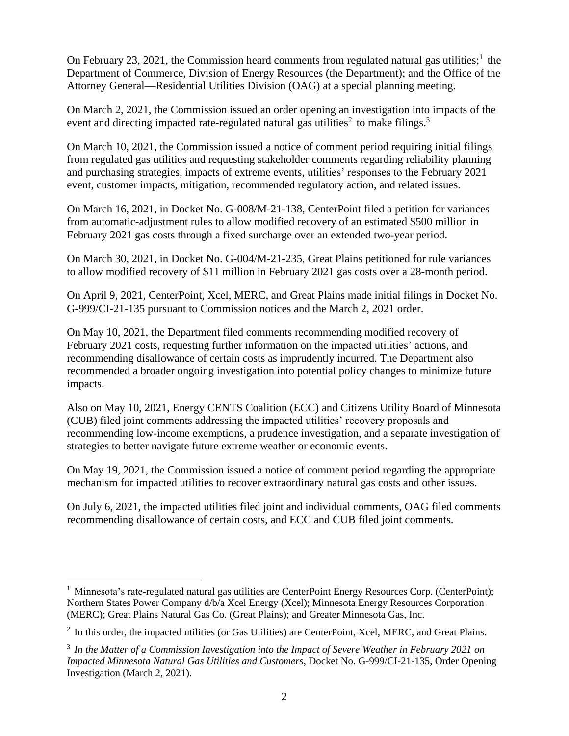On February 23, 2021, the Commission heard comments from regulated natural gas utilities;[1] the Department of Commerce, Division of Energy Resources (the Department); and the Office of the Attorney General—Residential Utilities Division (OAG) at a special planning meeting.

On March 2, 2021, the Commission issued an order opening an investigation into impacts of the event and directing impacted rate-regulated natural gas utilities[2] to make filings.[3]

On March 10, 2021, the Commission issued a notice of comment period requiring initial filings from regulated gas utilities and requesting stakeholder comments regarding reliability planning and purchasing strategies, impacts of extreme events, utilities' responses to the February 2021 event, customer impacts, mitigation, recommended regulatory action, and related issues.

On March 16, 2021, in Docket No. G-008/M-21-138, CenterPoint filed a petition for variances from automatic-adjustment rules to allow modified recovery of an estimated $500 million in February 2021 gas costs through a fixed surcharge over an extended two-year period.

On March 30, 2021, in Docket No. G-004/M-21-235, Great Plains petitioned for rule variances to allow modified recovery of $11 million in February 2021 gas costs over a 28-month period.

On April 9, 2021, CenterPoint, Xcel, MERC, and Great Plains made initial filings in Docket No. G-999/CI-21-135 pursuant to Commission notices and the March 2, 2021 order.

On May 10, 2021, the Department filed comments recommending modified recovery of February 2021 costs, requesting further information on the impacted utilities' actions, and recommending disallowance of certain costs as imprudently incurred. The Department also recommended a broader ongoing investigation into potential policy changes to minimize future impacts.

Also on May 10, 2021, Energy CENTS Coalition (ECC) and Citizens Utility Board of Minnesota (CUB) filed joint comments addressing the impacted utilities' recovery proposals and recommending low-income exemptions, a prudence investigation, and a separate investigation of strategies to better navigate future extreme weather or economic events.

On May 19, 2021, the Commission issued a notice of comment period regarding the appropriate mechanism for impacted utilities to recover extraordinary natural gas costs and other issues.

On July 6, 2021, the impacted utilities filed joint and individual comments, OAG filed comments recommending disallowance of certain costs, and ECC and CUB filed joint comments.

---

[1] Minnesota's rate-regulated natural gas utilities are CenterPoint Energy Resources Corp. (CenterPoint); Northern States Power Company d/b/a Xcel Energy (Xcel); Minnesota Energy Resources Corporation (MERC); Great Plains Natural Gas Co. (Great Plains); and Greater Minnesota Gas, Inc.

[2] In this order, the impacted utilities (or Gas Utilities) are CenterPoint, Xcel, MERC, and Great Plains.

[3] *In the Matter of a Commission Investigation into the Impact of Severe Weather in February 2021 on Impacted Minnesota Natural Gas Utilities and Customers*, Docket No. G-999/CI-21-135, Order Opening Investigation (March 2, 2021).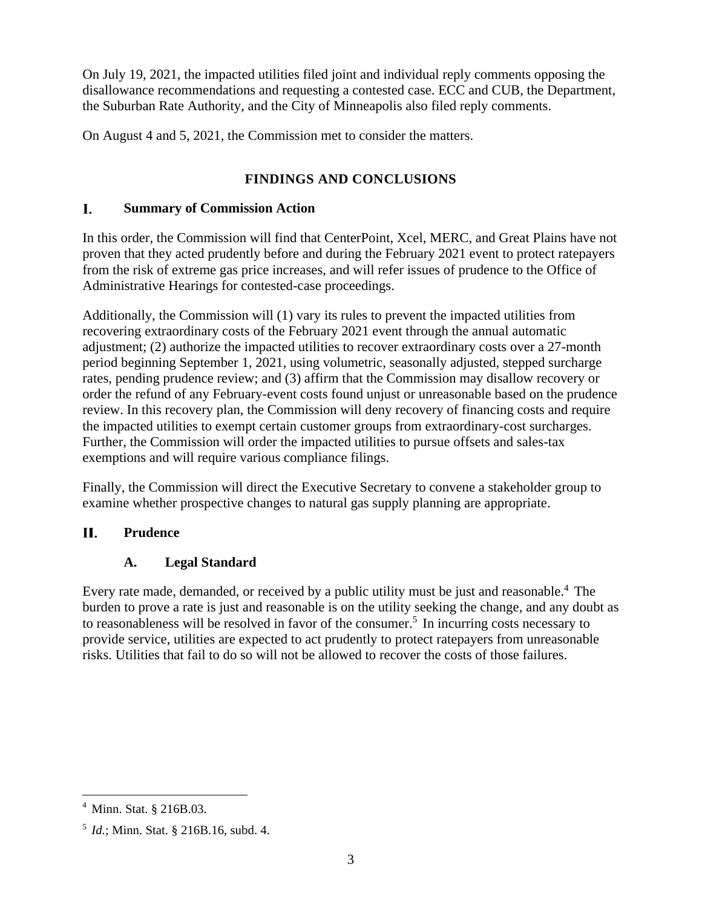On July 19, 2021, the impacted utilities filed joint and individual reply comments opposing the disallowance recommendations and requesting a contested case. ECC and CUB, the Department, the Suburban Rate Authority, and the City of Minneapolis also filed reply comments.

On August 4 and 5, 2021, the Commission met to consider the matters.

## FINDINGS AND CONCLUSIONS

### I. Summary of Commission Action

In this order, the Commission will find that CenterPoint, Xcel, MERC, and Great Plains have not proven that they acted prudently before and during the February 2021 event to protect ratepayers from the risk of extreme gas price increases, and will refer issues of prudence to the Office of Administrative Hearings for contested-case proceedings.

Additionally, the Commission will (1) vary its rules to prevent the impacted utilities from recovering extraordinary costs of the February 2021 event through the annual automatic adjustment; (2) authorize the impacted utilities to recover extraordinary costs over a 27-month period beginning September 1, 2021, using volumetric, seasonally adjusted, stepped surcharge rates, pending prudence review; and (3) affirm that the Commission may disallow recovery or order the refund of any February-event costs found unjust or unreasonable based on the prudence review. In this recovery plan, the Commission will deny recovery of financing costs and require the impacted utilities to exempt certain customer groups from extraordinary-cost surcharges. Further, the Commission will order the impacted utilities to pursue offsets and sales-tax exemptions and will require various compliance filings.

Finally, the Commission will direct the Executive Secretary to convene a stakeholder group to examine whether prospective changes to natural gas supply planning are appropriate.

### II. Prudence

#### A. Legal Standard

Every rate made, demanded, or received by a public utility must be just and reasonable.[4] The burden to prove a rate is just and reasonable is on the utility seeking the change, and any doubt as to reasonableness will be resolved in favor of the consumer.[5] In incurring costs necessary to provide service, utilities are expected to act prudently to protect ratepayers from unreasonable risks. Utilities that fail to do so will not be allowed to recover the costs of those failures.

---

[4] Minn. Stat. § 216B.03.

[5] *Id.*; Minn. Stat. § 216B.16, subd. 4.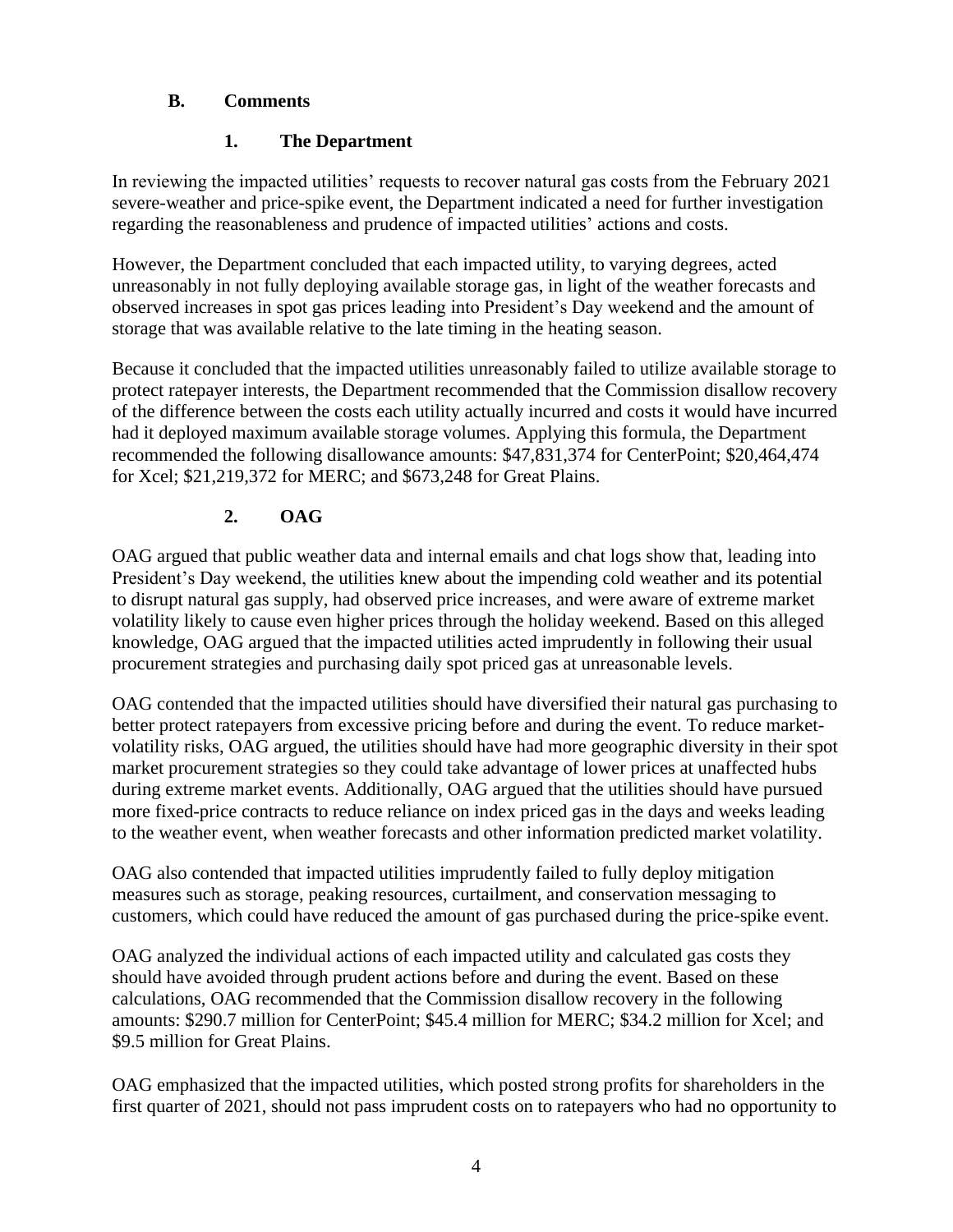### B. Comments

#### 1. The Department

In reviewing the impacted utilities' requests to recover natural gas costs from the February 2021 severe-weather and price-spike event, the Department indicated a need for further investigation regarding the reasonableness and prudence of impacted utilities' actions and costs.

However, the Department concluded that each impacted utility, to varying degrees, acted unreasonably in not fully deploying available storage gas, in light of the weather forecasts and observed increases in spot gas prices leading into President's Day weekend and the amount of storage that was available relative to the late timing in the heating season.

Because it concluded that the impacted utilities unreasonably failed to utilize available storage to protect ratepayer interests, the Department recommended that the Commission disallow recovery of the difference between the costs each utility actually incurred and costs it would have incurred had it deployed maximum available storage volumes. Applying this formula, the Department recommended the following disallowance amounts: $47,831,374 for CenterPoint; $20,464,474 for Xcel; $21,219,372 for MERC; and $673,248 for Great Plains.

#### 2. OAG

OAG argued that public weather data and internal emails and chat logs show that, leading into President's Day weekend, the utilities knew about the impending cold weather and its potential to disrupt natural gas supply, had observed price increases, and were aware of extreme market volatility likely to cause even higher prices through the holiday weekend. Based on this alleged knowledge, OAG argued that the impacted utilities acted imprudently in following their usual procurement strategies and purchasing daily spot priced gas at unreasonable levels.

OAG contended that the impacted utilities should have diversified their natural gas purchasing to better protect ratepayers from excessive pricing before and during the event. To reduce market-volatility risks, OAG argued, the utilities should have had more geographic diversity in their spot market procurement strategies so they could take advantage of lower prices at unaffected hubs during extreme market events. Additionally, OAG argued that the utilities should have pursued more fixed-price contracts to reduce reliance on index priced gas in the days and weeks leading to the weather event, when weather forecasts and other information predicted market volatility.

OAG also contended that impacted utilities imprudently failed to fully deploy mitigation measures such as storage, peaking resources, curtailment, and conservation messaging to customers, which could have reduced the amount of gas purchased during the price-spike event.

OAG analyzed the individual actions of each impacted utility and calculated gas costs they should have avoided through prudent actions before and during the event. Based on these calculations, OAG recommended that the Commission disallow recovery in the following amounts: $290.7 million for CenterPoint; $45.4 million for MERC; $34.2 million for Xcel; and $9.5 million for Great Plains.

OAG emphasized that the impacted utilities, which posted strong profits for shareholders in the first quarter of 2021, should not pass imprudent costs on to ratepayers who had no opportunity to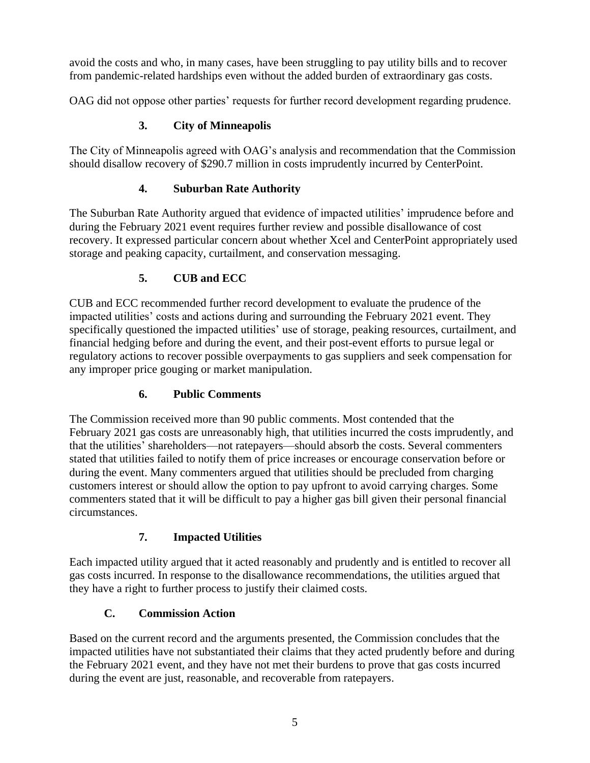avoid the costs and who, in many cases, have been struggling to pay utility bills and to recover from pandemic-related hardships even without the added burden of extraordinary gas costs.

OAG did not oppose other parties' requests for further record development regarding prudence.

### 3. City of Minneapolis

The City of Minneapolis agreed with OAG's analysis and recommendation that the Commission should disallow recovery of $290.7 million in costs imprudently incurred by CenterPoint.

### 4. Suburban Rate Authority

The Suburban Rate Authority argued that evidence of impacted utilities' imprudence before and during the February 2021 event requires further review and possible disallowance of cost recovery. It expressed particular concern about whether Xcel and CenterPoint appropriately used storage and peaking capacity, curtailment, and conservation messaging.

### 5. CUB and ECC

CUB and ECC recommended further record development to evaluate the prudence of the impacted utilities' costs and actions during and surrounding the February 2021 event. They specifically questioned the impacted utilities' use of storage, peaking resources, curtailment, and financial hedging before and during the event, and their post-event efforts to pursue legal or regulatory actions to recover possible overpayments to gas suppliers and seek compensation for any improper price gouging or market manipulation.

### 6. Public Comments

The Commission received more than 90 public comments. Most contended that the February 2021 gas costs are unreasonably high, that utilities incurred the costs imprudently, and that the utilities' shareholders—not ratepayers—should absorb the costs. Several commenters stated that utilities failed to notify them of price increases or encourage conservation before or during the event. Many commenters argued that utilities should be precluded from charging customers interest or should allow the option to pay upfront to avoid carrying charges. Some commenters stated that it will be difficult to pay a higher gas bill given their personal financial circumstances.

### 7. Impacted Utilities

Each impacted utility argued that it acted reasonably and prudently and is entitled to recover all gas costs incurred. In response to the disallowance recommendations, the utilities argued that they have a right to further process to justify their claimed costs.

## C. Commission Action

Based on the current record and the arguments presented, the Commission concludes that the impacted utilities have not substantiated their claims that they acted prudently before and during the February 2021 event, and they have not met their burdens to prove that gas costs incurred during the event are just, reasonable, and recoverable from ratepayers.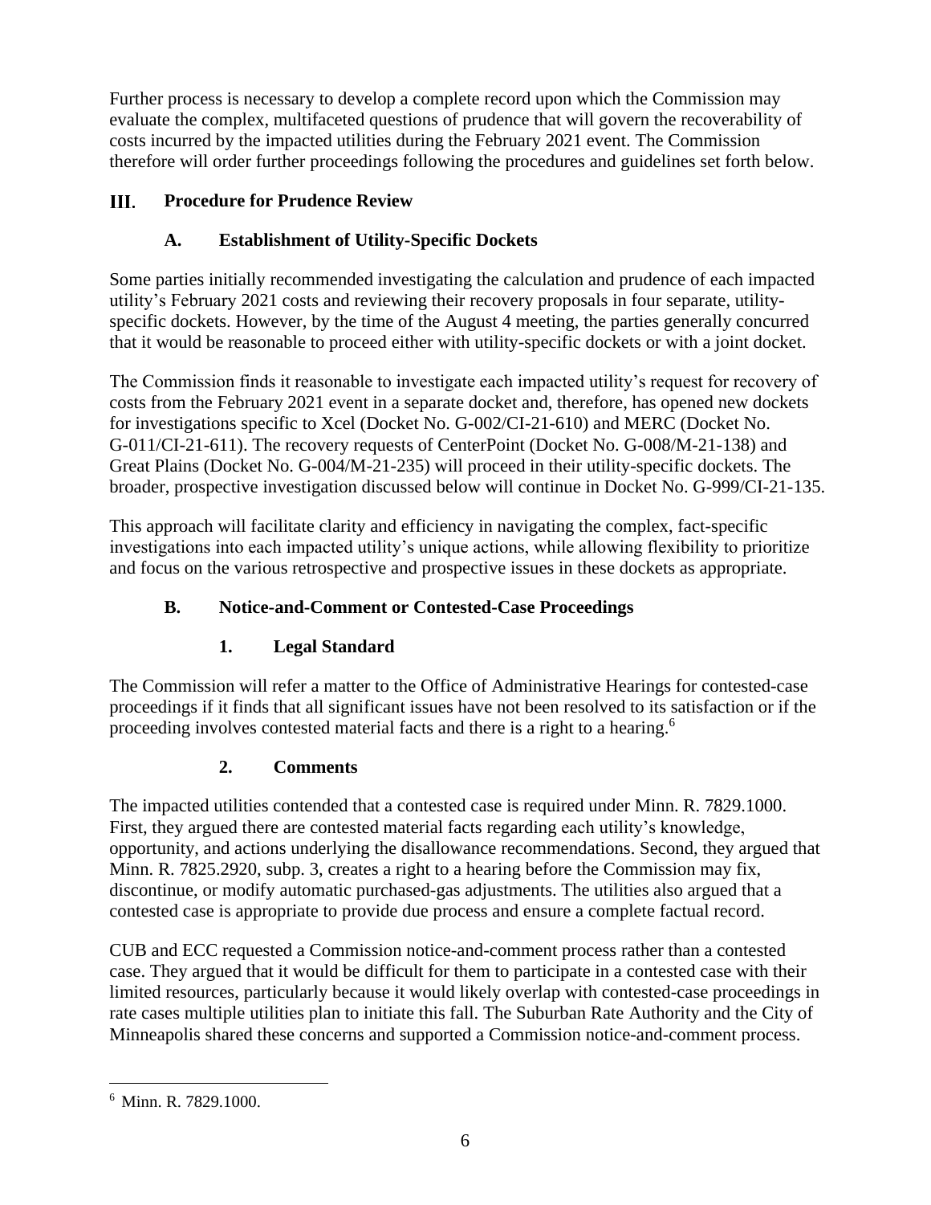Further process is necessary to develop a complete record upon which the Commission may evaluate the complex, multifaceted questions of prudence that will govern the recoverability of costs incurred by the impacted utilities during the February 2021 event. The Commission therefore will order further proceedings following the procedures and guidelines set forth below.

## III. Procedure for Prudence Review

### A. Establishment of Utility-Specific Dockets

Some parties initially recommended investigating the calculation and prudence of each impacted utility's February 2021 costs and reviewing their recovery proposals in four separate, utility-specific dockets. However, by the time of the August 4 meeting, the parties generally concurred that it would be reasonable to proceed either with utility-specific dockets or with a joint docket.

The Commission finds it reasonable to investigate each impacted utility's request for recovery of costs from the February 2021 event in a separate docket and, therefore, has opened new dockets for investigations specific to Xcel (Docket No. G-002/CI-21-610) and MERC (Docket No. G-011/CI-21-611). The recovery requests of CenterPoint (Docket No. G-008/M-21-138) and Great Plains (Docket No. G-004/M-21-235) will proceed in their utility-specific dockets. The broader, prospective investigation discussed below will continue in Docket No. G-999/CI-21-135.

This approach will facilitate clarity and efficiency in navigating the complex, fact-specific investigations into each impacted utility's unique actions, while allowing flexibility to prioritize and focus on the various retrospective and prospective issues in these dockets as appropriate.

### B. Notice-and-Comment or Contested-Case Proceedings

#### 1. Legal Standard

The Commission will refer a matter to the Office of Administrative Hearings for contested-case proceedings if it finds that all significant issues have not been resolved to its satisfaction or if the proceeding involves contested material facts and there is a right to a hearing.[6]

#### 2. Comments

The impacted utilities contended that a contested case is required under Minn. R. 7829.1000. First, they argued there are contested material facts regarding each utility's knowledge, opportunity, and actions underlying the disallowance recommendations. Second, they argued that Minn. R. 7825.2920, subp. 3, creates a right to a hearing before the Commission may fix, discontinue, or modify automatic purchased-gas adjustments. The utilities also argued that a contested case is appropriate to provide due process and ensure a complete factual record.

CUB and ECC requested a Commission notice-and-comment process rather than a contested case. They argued that it would be difficult for them to participate in a contested case with their limited resources, particularly because it would likely overlap with contested-case proceedings in rate cases multiple utilities plan to initiate this fall. The Suburban Rate Authority and the City of Minneapolis shared these concerns and supported a Commission notice-and-comment process.

---

[6] Minn. R. 7829.1000.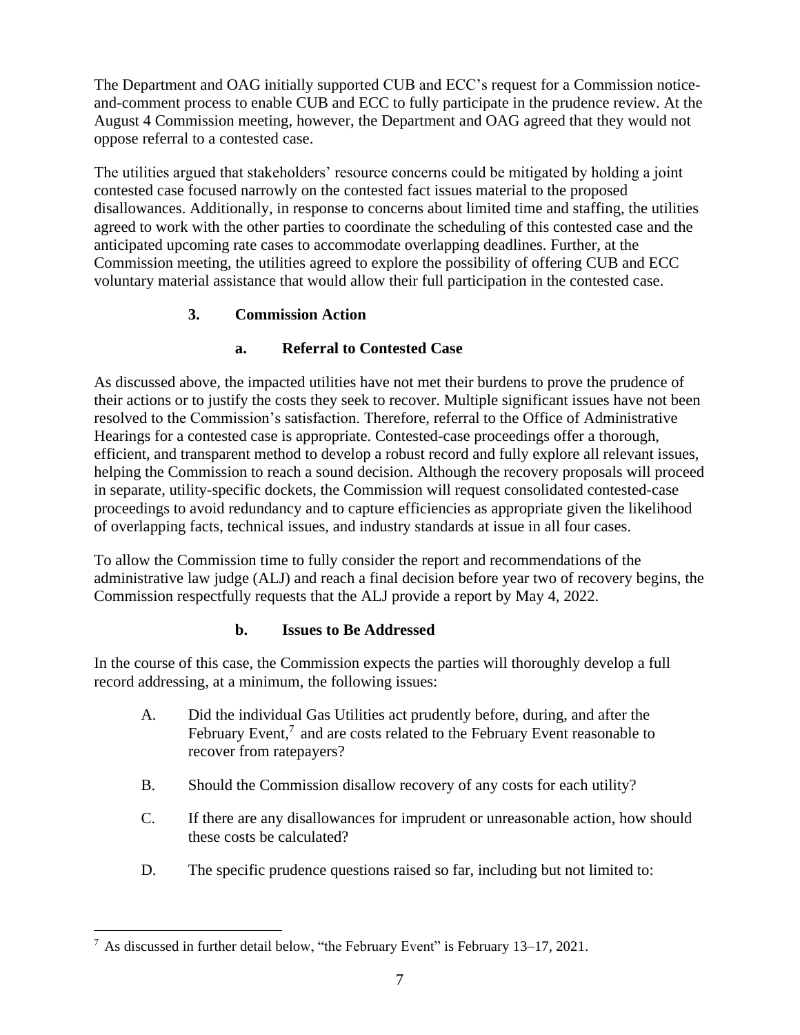The Department and OAG initially supported CUB and ECC's request for a Commission notice-and-comment process to enable CUB and ECC to fully participate in the prudence review. At the August 4 Commission meeting, however, the Department and OAG agreed that they would not oppose referral to a contested case.

The utilities argued that stakeholders' resource concerns could be mitigated by holding a joint contested case focused narrowly on the contested fact issues material to the proposed disallowances. Additionally, in response to concerns about limited time and staffing, the utilities agreed to work with the other parties to coordinate the scheduling of this contested case and the anticipated upcoming rate cases to accommodate overlapping deadlines. Further, at the Commission meeting, the utilities agreed to explore the possibility of offering CUB and ECC voluntary material assistance that would allow their full participation in the contested case.

### 3. Commission Action

#### a. Referral to Contested Case

As discussed above, the impacted utilities have not met their burdens to prove the prudence of their actions or to justify the costs they seek to recover. Multiple significant issues have not been resolved to the Commission's satisfaction. Therefore, referral to the Office of Administrative Hearings for a contested case is appropriate. Contested-case proceedings offer a thorough, efficient, and transparent method to develop a robust record and fully explore all relevant issues, helping the Commission to reach a sound decision. Although the recovery proposals will proceed in separate, utility-specific dockets, the Commission will request consolidated contested-case proceedings to avoid redundancy and to capture efficiencies as appropriate given the likelihood of overlapping facts, technical issues, and industry standards at issue in all four cases.

To allow the Commission time to fully consider the report and recommendations of the administrative law judge (ALJ) and reach a final decision before year two of recovery begins, the Commission respectfully requests that the ALJ provide a report by May 4, 2022.

#### b. Issues to Be Addressed

In the course of this case, the Commission expects the parties will thoroughly develop a full record addressing, at a minimum, the following issues:

A. Did the individual Gas Utilities act prudently before, during, and after the February Event,[7] and are costs related to the February Event reasonable to recover from ratepayers?

B. Should the Commission disallow recovery of any costs for each utility?

C. If there are any disallowances for imprudent or unreasonable action, how should these costs be calculated?

D. The specific prudence questions raised so far, including but not limited to:

[7] As discussed in further detail below, "the February Event" is February 13–17, 2021.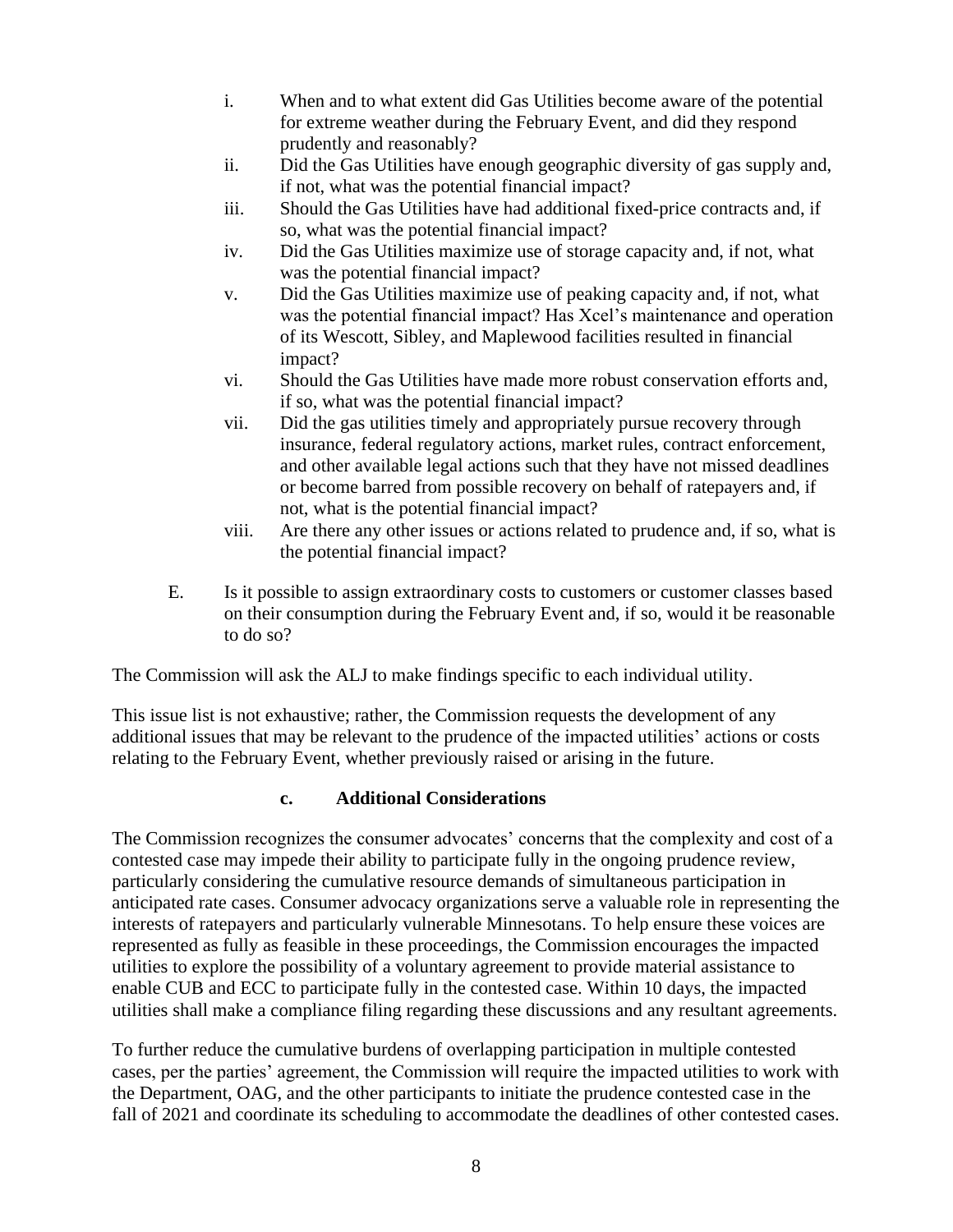i. When and to what extent did Gas Utilities become aware of the potential for extreme weather during the February Event, and did they respond prudently and reasonably?

ii. Did the Gas Utilities have enough geographic diversity of gas supply and, if not, what was the potential financial impact?

iii. Should the Gas Utilities have had additional fixed-price contracts and, if so, what was the potential financial impact?

iv. Did the Gas Utilities maximize use of storage capacity and, if not, what was the potential financial impact?

v. Did the Gas Utilities maximize use of peaking capacity and, if not, what was the potential financial impact? Has Xcel's maintenance and operation of its Wescott, Sibley, and Maplewood facilities resulted in financial impact?

vi. Should the Gas Utilities have made more robust conservation efforts and, if so, what was the potential financial impact?

vii. Did the gas utilities timely and appropriately pursue recovery through insurance, federal regulatory actions, market rules, contract enforcement, and other available legal actions such that they have not missed deadlines or become barred from possible recovery on behalf of ratepayers and, if not, what is the potential financial impact?

viii. Are there any other issues or actions related to prudence and, if so, what is the potential financial impact?

E. Is it possible to assign extraordinary costs to customers or customer classes based on their consumption during the February Event and, if so, would it be reasonable to do so?

The Commission will ask the ALJ to make findings specific to each individual utility.

This issue list is not exhaustive; rather, the Commission requests the development of any additional issues that may be relevant to the prudence of the impacted utilities' actions or costs relating to the February Event, whether previously raised or arising in the future.

### c. Additional Considerations

The Commission recognizes the consumer advocates' concerns that the complexity and cost of a contested case may impede their ability to participate fully in the ongoing prudence review, particularly considering the cumulative resource demands of simultaneous participation in anticipated rate cases. Consumer advocacy organizations serve a valuable role in representing the interests of ratepayers and particularly vulnerable Minnesotans. To help ensure these voices are represented as fully as feasible in these proceedings, the Commission encourages the impacted utilities to explore the possibility of a voluntary agreement to provide material assistance to enable CUB and ECC to participate fully in the contested case. Within 10 days, the impacted utilities shall make a compliance filing regarding these discussions and any resultant agreements.

To further reduce the cumulative burdens of overlapping participation in multiple contested cases, per the parties' agreement, the Commission will require the impacted utilities to work with the Department, OAG, and the other participants to initiate the prudence contested case in the fall of 2021 and coordinate its scheduling to accommodate the deadlines of other contested cases.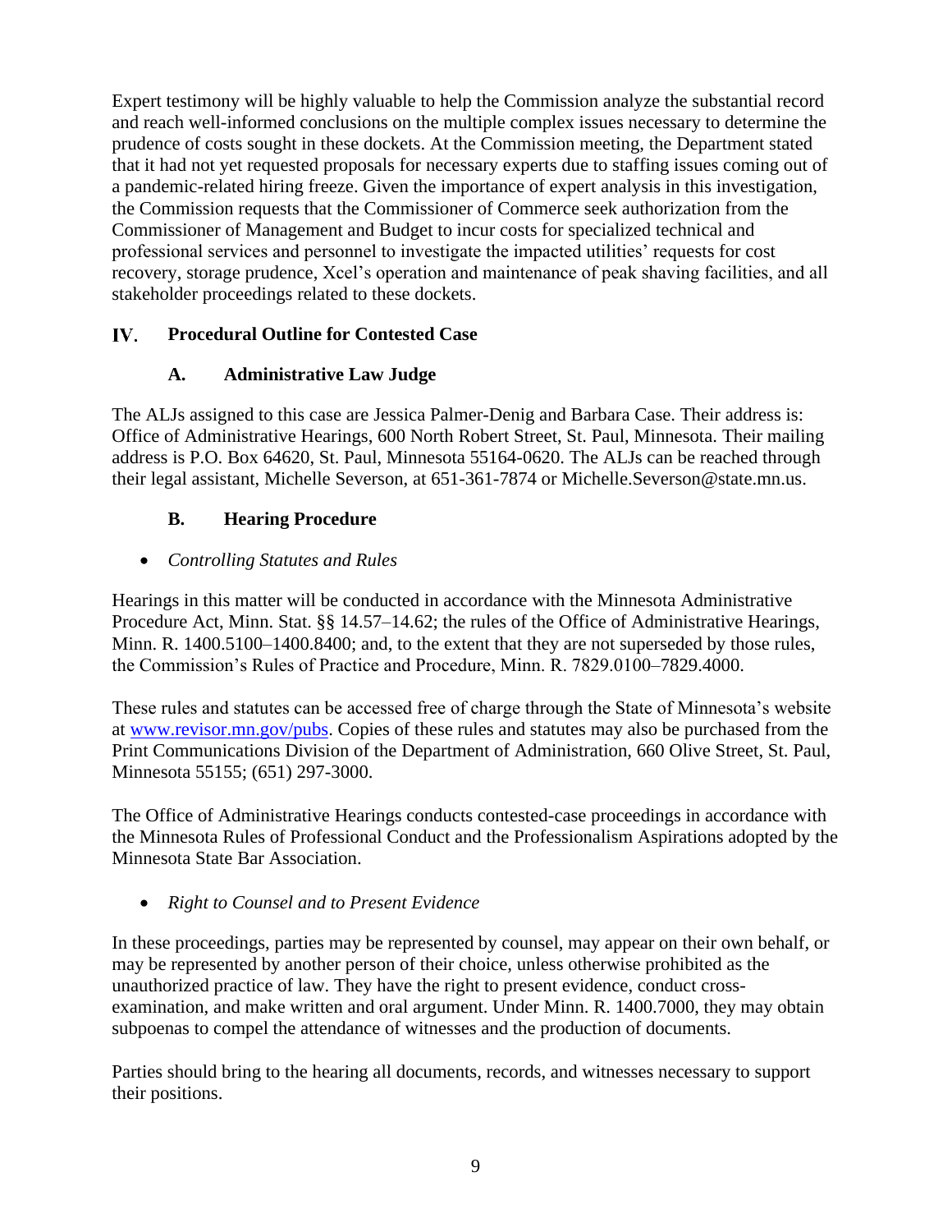Expert testimony will be highly valuable to help the Commission analyze the substantial record and reach well-informed conclusions on the multiple complex issues necessary to determine the prudence of costs sought in these dockets. At the Commission meeting, the Department stated that it had not yet requested proposals for necessary experts due to staffing issues coming out of a pandemic-related hiring freeze. Given the importance of expert analysis in this investigation, the Commission requests that the Commissioner of Commerce seek authorization from the Commissioner of Management and Budget to incur costs for specialized technical and professional services and personnel to investigate the impacted utilities' requests for cost recovery, storage prudence, Xcel's operation and maintenance of peak shaving facilities, and all stakeholder proceedings related to these dockets.

## IV. Procedural Outline for Contested Case

### A. Administrative Law Judge

The ALJs assigned to this case are Jessica Palmer-Denig and Barbara Case. Their address is: Office of Administrative Hearings, 600 North Robert Street, St. Paul, Minnesota. Their mailing address is P.O. Box 64620, St. Paul, Minnesota 55164-0620. The ALJs can be reached through their legal assistant, Michelle Severson, at 651-361-7874 or Michelle.Severson@state.mn.us.

### B. Hearing Procedure

- *Controlling Statutes and Rules*

Hearings in this matter will be conducted in accordance with the Minnesota Administrative Procedure Act, Minn. Stat. §§ 14.57–14.62; the rules of the Office of Administrative Hearings, Minn. R. 1400.5100–1400.8400; and, to the extent that they are not superseded by those rules, the Commission's Rules of Practice and Procedure, Minn. R. 7829.0100–7829.4000.

These rules and statutes can be accessed free of charge through the State of Minnesota's website at www.revisor.mn.gov/pubs. Copies of these rules and statutes may also be purchased from the Print Communications Division of the Department of Administration, 660 Olive Street, St. Paul, Minnesota 55155; (651) 297-3000.

The Office of Administrative Hearings conducts contested-case proceedings in accordance with the Minnesota Rules of Professional Conduct and the Professionalism Aspirations adopted by the Minnesota State Bar Association.

- *Right to Counsel and to Present Evidence*

In these proceedings, parties may be represented by counsel, may appear on their own behalf, or may be represented by another person of their choice, unless otherwise prohibited as the unauthorized practice of law. They have the right to present evidence, conduct cross-examination, and make written and oral argument. Under Minn. R. 1400.7000, they may obtain subpoenas to compel the attendance of witnesses and the production of documents.

Parties should bring to the hearing all documents, records, and witnesses necessary to support their positions.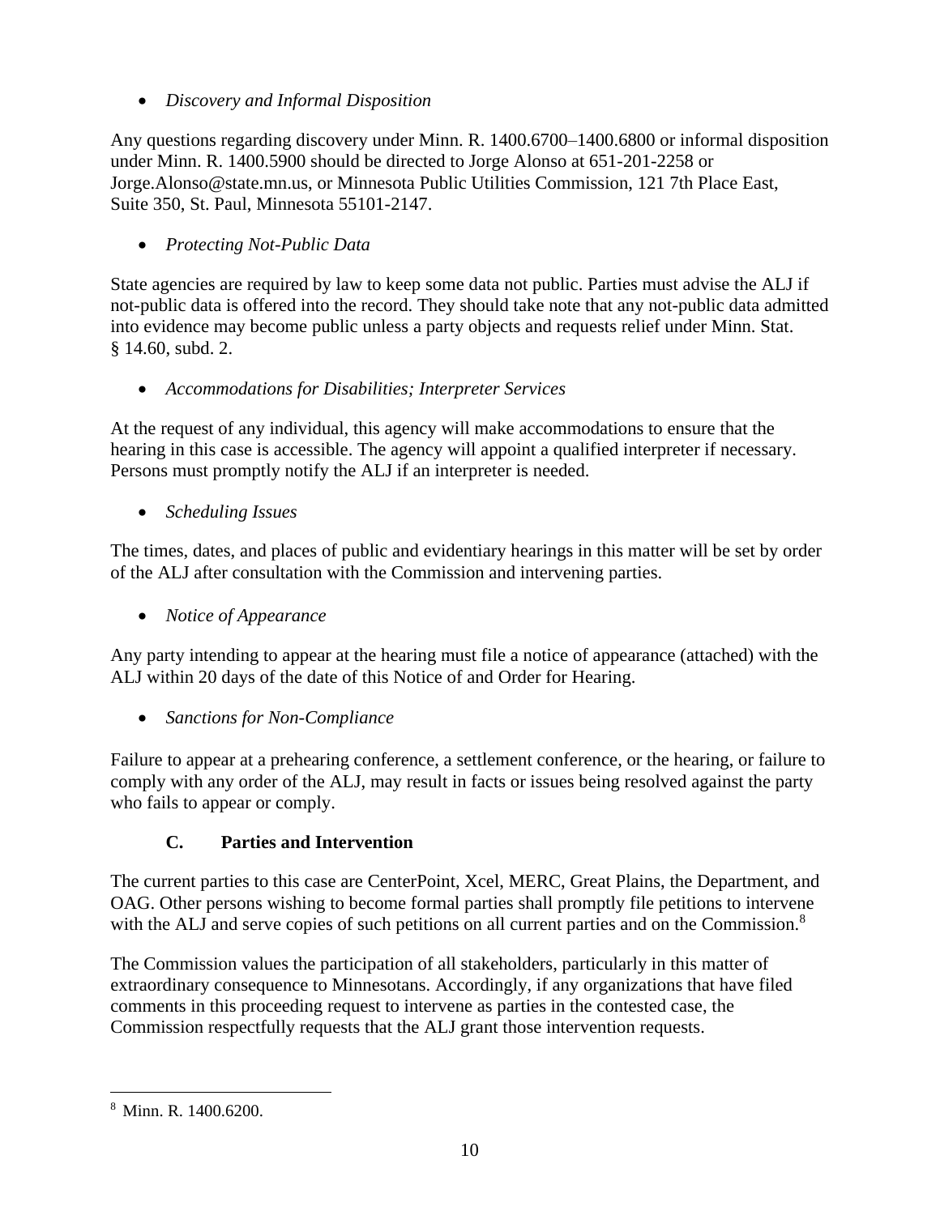- *Discovery and Informal Disposition*

Any questions regarding discovery under Minn. R. 1400.6700–1400.6800 or informal disposition under Minn. R. 1400.5900 should be directed to Jorge Alonso at 651-201-2258 or Jorge.Alonso@state.mn.us, or Minnesota Public Utilities Commission, 121 7th Place East, Suite 350, St. Paul, Minnesota 55101-2147.

- *Protecting Not-Public Data*

State agencies are required by law to keep some data not public. Parties must advise the ALJ if not-public data is offered into the record. They should take note that any not-public data admitted into evidence may become public unless a party objects and requests relief under Minn. Stat. § 14.60, subd. 2.

- *Accommodations for Disabilities; Interpreter Services*

At the request of any individual, this agency will make accommodations to ensure that the hearing in this case is accessible. The agency will appoint a qualified interpreter if necessary. Persons must promptly notify the ALJ if an interpreter is needed.

- *Scheduling Issues*

The times, dates, and places of public and evidentiary hearings in this matter will be set by order of the ALJ after consultation with the Commission and intervening parties.

- *Notice of Appearance*

Any party intending to appear at the hearing must file a notice of appearance (attached) with the ALJ within 20 days of the date of this Notice of and Order for Hearing.

- *Sanctions for Non-Compliance*

Failure to appear at a prehearing conference, a settlement conference, or the hearing, or failure to comply with any order of the ALJ, may result in facts or issues being resolved against the party who fails to appear or comply.

### C. Parties and Intervention

The current parties to this case are CenterPoint, Xcel, MERC, Great Plains, the Department, and OAG. Other persons wishing to become formal parties shall promptly file petitions to intervene with the ALJ and serve copies of such petitions on all current parties and on the Commission.[8]

The Commission values the participation of all stakeholders, particularly in this matter of extraordinary consequence to Minnesotans. Accordingly, if any organizations that have filed comments in this proceeding request to intervene as parties in the contested case, the Commission respectfully requests that the ALJ grant those intervention requests.

[8] Minn. R. 1400.6200.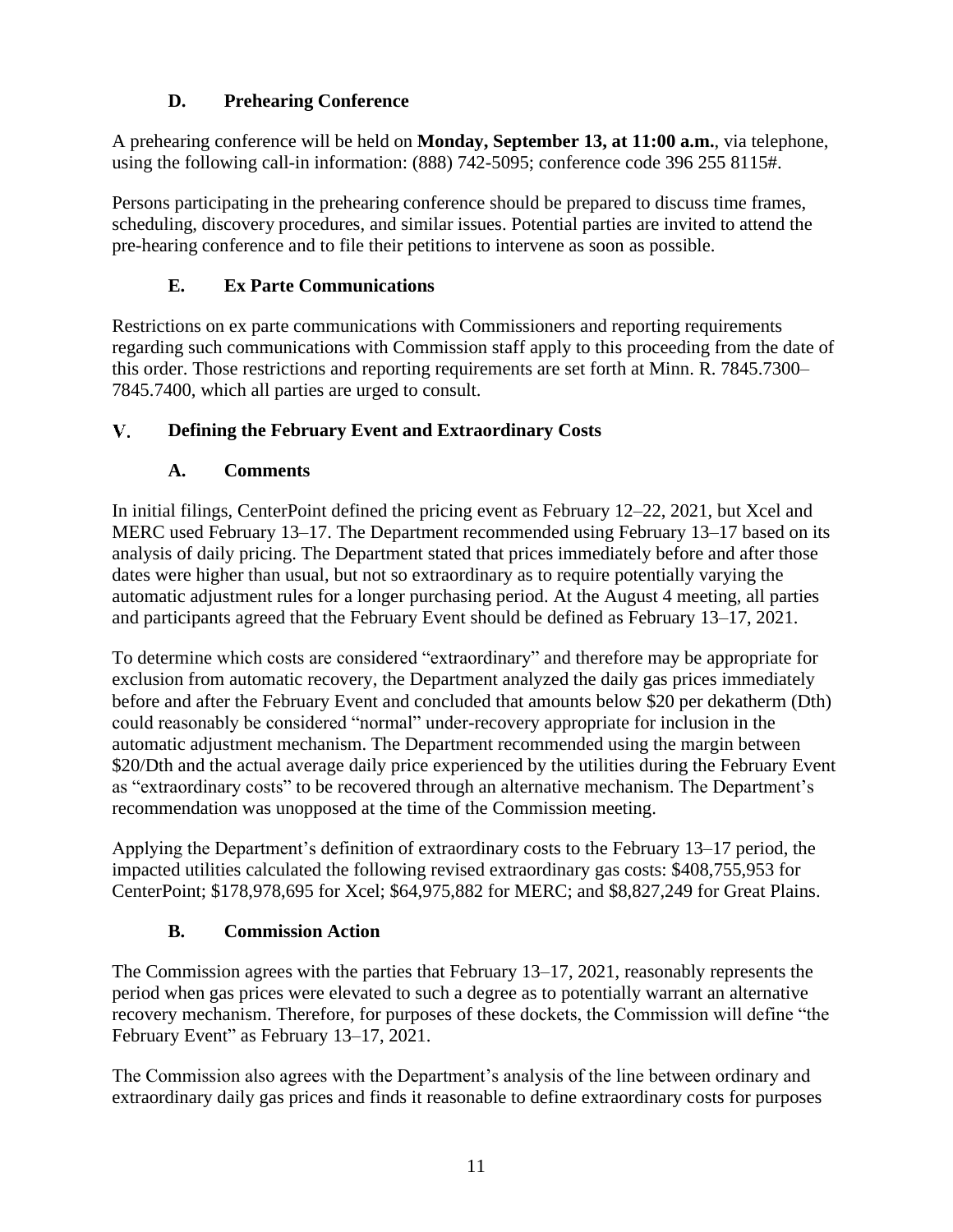### D. Prehearing Conference

A prehearing conference will be held on **Monday, September 13, at 11:00 a.m.**, via telephone, using the following call-in information: (888) 742-5095; conference code 396 255 8115#.

Persons participating in the prehearing conference should be prepared to discuss time frames, scheduling, discovery procedures, and similar issues. Potential parties are invited to attend the pre-hearing conference and to file their petitions to intervene as soon as possible.

### E. Ex Parte Communications

Restrictions on ex parte communications with Commissioners and reporting requirements regarding such communications with Commission staff apply to this proceeding from the date of this order. Those restrictions and reporting requirements are set forth at Minn. R. 7845.7300–7845.7400, which all parties are urged to consult.

## V. Defining the February Event and Extraordinary Costs

### A. Comments

In initial filings, CenterPoint defined the pricing event as February 12–22, 2021, but Xcel and MERC used February 13–17. The Department recommended using February 13–17 based on its analysis of daily pricing. The Department stated that prices immediately before and after those dates were higher than usual, but not so extraordinary as to require potentially varying the automatic adjustment rules for a longer purchasing period. At the August 4 meeting, all parties and participants agreed that the February Event should be defined as February 13–17, 2021.

To determine which costs are considered "extraordinary" and therefore may be appropriate for exclusion from automatic recovery, the Department analyzed the daily gas prices immediately before and after the February Event and concluded that amounts below $20 per dekatherm (Dth) could reasonably be considered "normal" under-recovery appropriate for inclusion in the automatic adjustment mechanism. The Department recommended using the margin between $20/Dth and the actual average daily price experienced by the utilities during the February Event as "extraordinary costs" to be recovered through an alternative mechanism. The Department's recommendation was unopposed at the time of the Commission meeting.

Applying the Department's definition of extraordinary costs to the February 13–17 period, the impacted utilities calculated the following revised extraordinary gas costs: $408,755,953 for CenterPoint; $178,978,695 for Xcel; $64,975,882 for MERC; and $8,827,249 for Great Plains.

### B. Commission Action

The Commission agrees with the parties that February 13–17, 2021, reasonably represents the period when gas prices were elevated to such a degree as to potentially warrant an alternative recovery mechanism. Therefore, for purposes of these dockets, the Commission will define "the February Event" as February 13–17, 2021.

The Commission also agrees with the Department's analysis of the line between ordinary and extraordinary daily gas prices and finds it reasonable to define extraordinary costs for purposes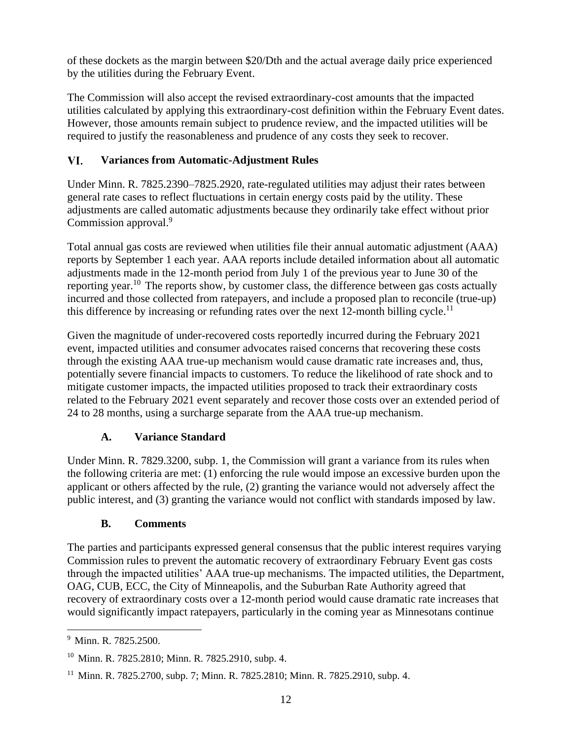of these dockets as the margin between $20/Dth and the actual average daily price experienced by the utilities during the February Event.

The Commission will also accept the revised extraordinary-cost amounts that the impacted utilities calculated by applying this extraordinary-cost definition within the February Event dates. However, those amounts remain subject to prudence review, and the impacted utilities will be required to justify the reasonableness and prudence of any costs they seek to recover.

## VI. Variances from Automatic-Adjustment Rules

Under Minn. R. 7825.2390–7825.2920, rate-regulated utilities may adjust their rates between general rate cases to reflect fluctuations in certain energy costs paid by the utility. These adjustments are called automatic adjustments because they ordinarily take effect without prior Commission approval.[9]

Total annual gas costs are reviewed when utilities file their annual automatic adjustment (AAA) reports by September 1 each year. AAA reports include detailed information about all automatic adjustments made in the 12-month period from July 1 of the previous year to June 30 of the reporting year.[10] The reports show, by customer class, the difference between gas costs actually incurred and those collected from ratepayers, and include a proposed plan to reconcile (true-up) this difference by increasing or refunding rates over the next 12-month billing cycle.[11]

Given the magnitude of under-recovered costs reportedly incurred during the February 2021 event, impacted utilities and consumer advocates raised concerns that recovering these costs through the existing AAA true-up mechanism would cause dramatic rate increases and, thus, potentially severe financial impacts to customers. To reduce the likelihood of rate shock and to mitigate customer impacts, the impacted utilities proposed to track their extraordinary costs related to the February 2021 event separately and recover those costs over an extended period of 24 to 28 months, using a surcharge separate from the AAA true-up mechanism.

### A. Variance Standard

Under Minn. R. 7829.3200, subp. 1, the Commission will grant a variance from its rules when the following criteria are met: (1) enforcing the rule would impose an excessive burden upon the applicant or others affected by the rule, (2) granting the variance would not adversely affect the public interest, and (3) granting the variance would not conflict with standards imposed by law.

### B. Comments

The parties and participants expressed general consensus that the public interest requires varying Commission rules to prevent the automatic recovery of extraordinary February Event gas costs through the impacted utilities' AAA true-up mechanisms. The impacted utilities, the Department, OAG, CUB, ECC, the City of Minneapolis, and the Suburban Rate Authority agreed that recovery of extraordinary costs over a 12-month period would cause dramatic rate increases that would significantly impact ratepayers, particularly in the coming year as Minnesotans continue

---

[9] Minn. R. 7825.2500.

[10] Minn. R. 7825.2810; Minn. R. 7825.2910, subp. 4.

[11] Minn. R. 7825.2700, subp. 7; Minn. R. 7825.2810; Minn. R. 7825.2910, subp. 4.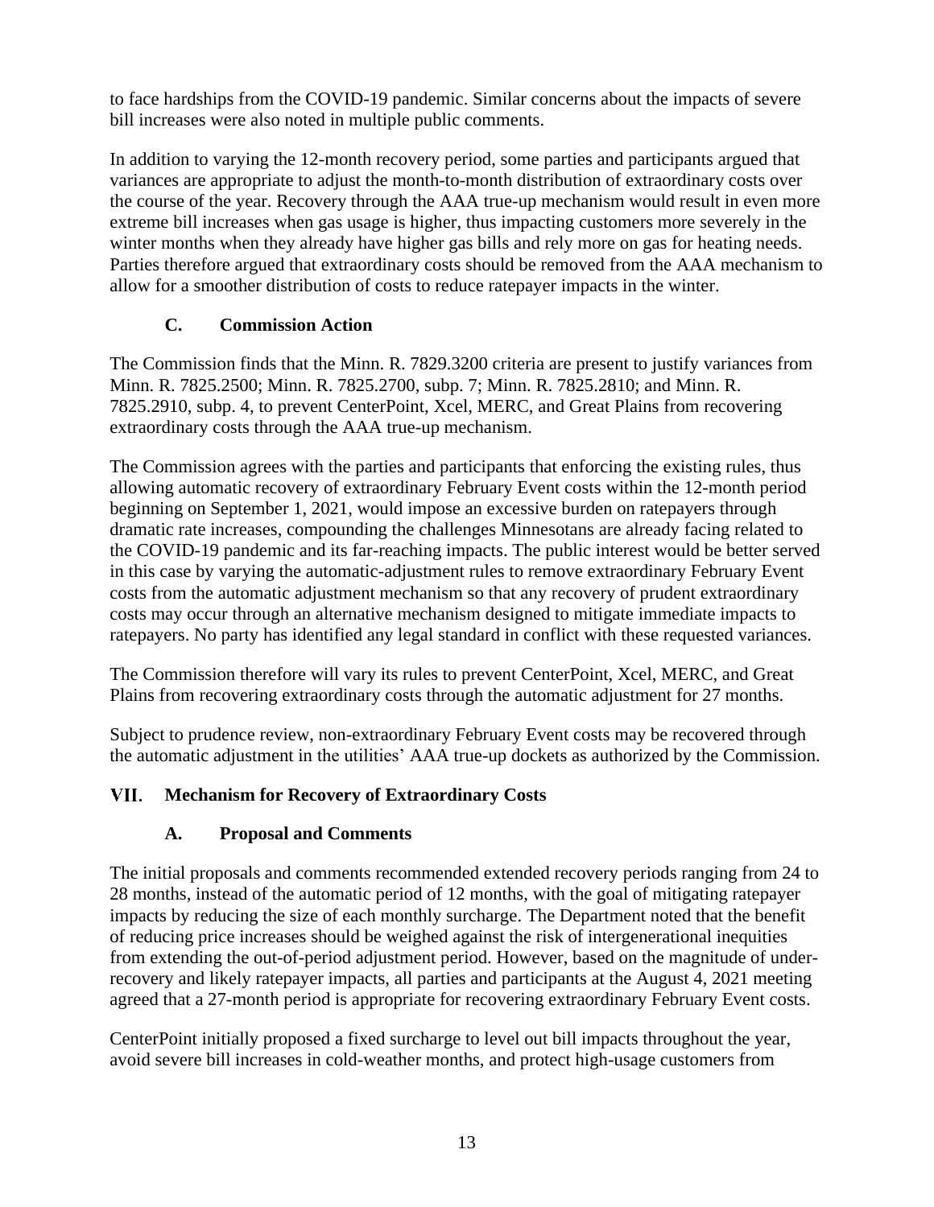to face hardships from the COVID-19 pandemic. Similar concerns about the impacts of severe bill increases were also noted in multiple public comments.

In addition to varying the 12-month recovery period, some parties and participants argued that variances are appropriate to adjust the month-to-month distribution of extraordinary costs over the course of the year. Recovery through the AAA true-up mechanism would result in even more extreme bill increases when gas usage is higher, thus impacting customers more severely in the winter months when they already have higher gas bills and rely more on gas for heating needs. Parties therefore argued that extraordinary costs should be removed from the AAA mechanism to allow for a smoother distribution of costs to reduce ratepayer impacts in the winter.

### C. Commission Action

The Commission finds that the Minn. R. 7829.3200 criteria are present to justify variances from Minn. R. 7825.2500; Minn. R. 7825.2700, subp. 7; Minn. R. 7825.2810; and Minn. R. 7825.2910, subp. 4, to prevent CenterPoint, Xcel, MERC, and Great Plains from recovering extraordinary costs through the AAA true-up mechanism.

The Commission agrees with the parties and participants that enforcing the existing rules, thus allowing automatic recovery of extraordinary February Event costs within the 12-month period beginning on September 1, 2021, would impose an excessive burden on ratepayers through dramatic rate increases, compounding the challenges Minnesotans are already facing related to the COVID-19 pandemic and its far-reaching impacts. The public interest would be better served in this case by varying the automatic-adjustment rules to remove extraordinary February Event costs from the automatic adjustment mechanism so that any recovery of prudent extraordinary costs may occur through an alternative mechanism designed to mitigate immediate impacts to ratepayers. No party has identified any legal standard in conflict with these requested variances.

The Commission therefore will vary its rules to prevent CenterPoint, Xcel, MERC, and Great Plains from recovering extraordinary costs through the automatic adjustment for 27 months.

Subject to prudence review, non-extraordinary February Event costs may be recovered through the automatic adjustment in the utilities' AAA true-up dockets as authorized by the Commission.

## VII. Mechanism for Recovery of Extraordinary Costs

### A. Proposal and Comments

The initial proposals and comments recommended extended recovery periods ranging from 24 to 28 months, instead of the automatic period of 12 months, with the goal of mitigating ratepayer impacts by reducing the size of each monthly surcharge. The Department noted that the benefit of reducing price increases should be weighed against the risk of intergenerational inequities from extending the out-of-period adjustment period. However, based on the magnitude of under-recovery and likely ratepayer impacts, all parties and participants at the August 4, 2021 meeting agreed that a 27-month period is appropriate for recovering extraordinary February Event costs.

CenterPoint initially proposed a fixed surcharge to level out bill impacts throughout the year, avoid severe bill increases in cold-weather months, and protect high-usage customers from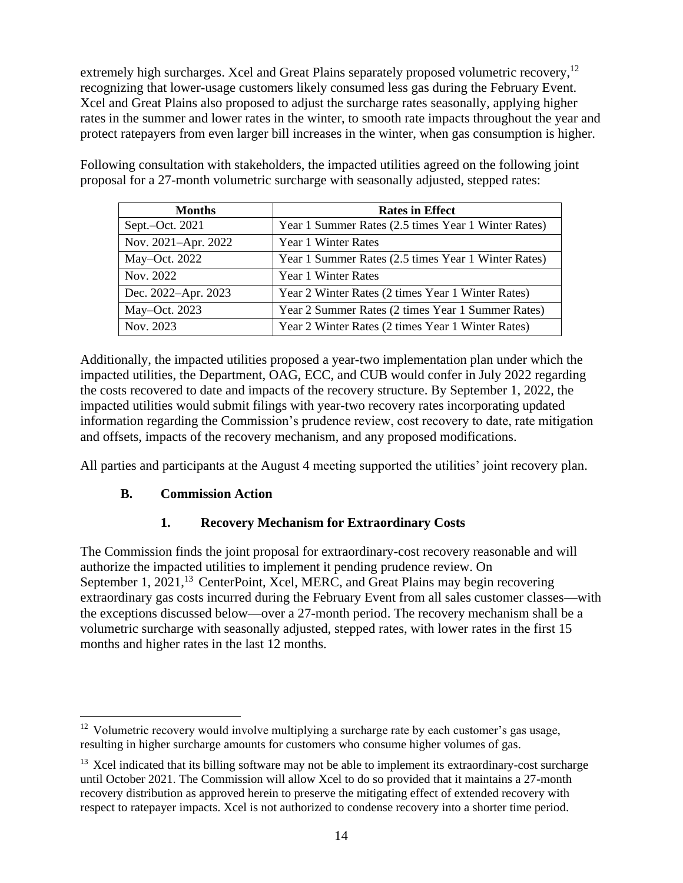extremely high surcharges. Xcel and Great Plains separately proposed volumetric recovery,[12] recognizing that lower-usage customers likely consumed less gas during the February Event. Xcel and Great Plains also proposed to adjust the surcharge rates seasonally, applying higher rates in the summer and lower rates in the winter, to smooth rate impacts throughout the year and protect ratepayers from even larger bill increases in the winter, when gas consumption is higher.

Following consultation with stakeholders, the impacted utilities agreed on the following joint proposal for a 27-month volumetric surcharge with seasonally adjusted, stepped rates:

| Months | Rates in Effect |
|---|---|
| Sept.–Oct. 2021 | Year 1 Summer Rates (2.5 times Year 1 Winter Rates) |
| Nov. 2021–Apr. 2022 | Year 1 Winter Rates |
| May–Oct. 2022 | Year 1 Summer Rates (2.5 times Year 1 Winter Rates) |
| Nov. 2022 | Year 1 Winter Rates |
| Dec. 2022–Apr. 2023 | Year 2 Winter Rates (2 times Year 1 Winter Rates) |
| May–Oct. 2023 | Year 2 Summer Rates (2 times Year 1 Summer Rates) |
| Nov. 2023 | Year 2 Winter Rates (2 times Year 1 Winter Rates) |

Additionally, the impacted utilities proposed a year-two implementation plan under which the impacted utilities, the Department, OAG, ECC, and CUB would confer in July 2022 regarding the costs recovered to date and impacts of the recovery structure. By September 1, 2022, the impacted utilities would submit filings with year-two recovery rates incorporating updated information regarding the Commission's prudence review, cost recovery to date, rate mitigation and offsets, impacts of the recovery mechanism, and any proposed modifications.

All parties and participants at the August 4 meeting supported the utilities' joint recovery plan.

### B. Commission Action

#### 1. Recovery Mechanism for Extraordinary Costs

The Commission finds the joint proposal for extraordinary-cost recovery reasonable and will authorize the impacted utilities to implement it pending prudence review. On September 1, 2021,[13] CenterPoint, Xcel, MERC, and Great Plains may begin recovering extraordinary gas costs incurred during the February Event from all sales customer classes—with the exceptions discussed below—over a 27-month period. The recovery mechanism shall be a volumetric surcharge with seasonally adjusted, stepped rates, with lower rates in the first 15 months and higher rates in the last 12 months.

---

[12] Volumetric recovery would involve multiplying a surcharge rate by each customer's gas usage, resulting in higher surcharge amounts for customers who consume higher volumes of gas.

[13] Xcel indicated that its billing software may not be able to implement its extraordinary-cost surcharge until October 2021. The Commission will allow Xcel to do so provided that it maintains a 27-month recovery distribution as approved herein to preserve the mitigating effect of extended recovery with respect to ratepayer impacts. Xcel is not authorized to condense recovery into a shorter time period.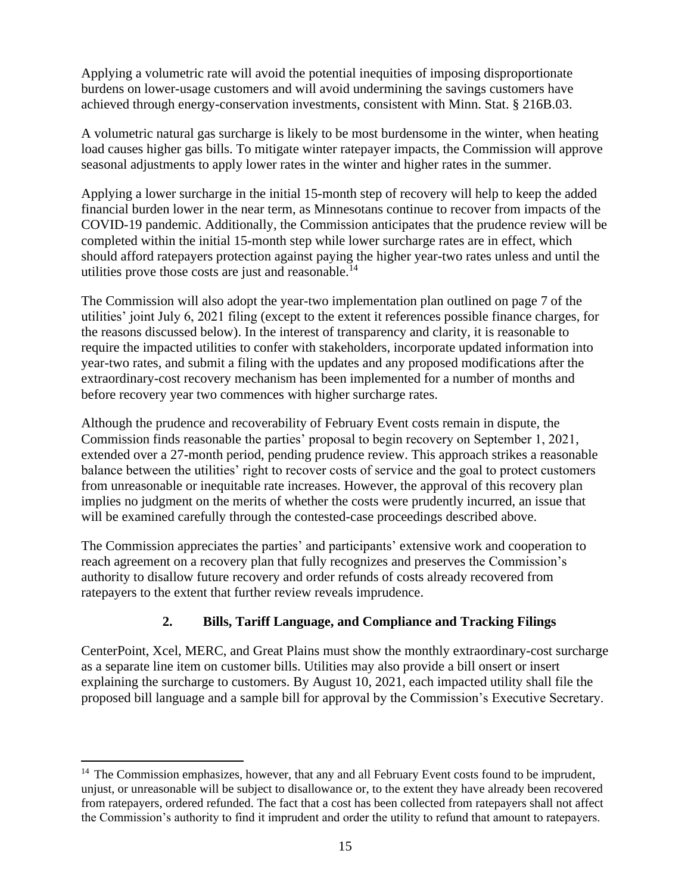Applying a volumetric rate will avoid the potential inequities of imposing disproportionate burdens on lower-usage customers and will avoid undermining the savings customers have achieved through energy-conservation investments, consistent with Minn. Stat. § 216B.03.

A volumetric natural gas surcharge is likely to be most burdensome in the winter, when heating load causes higher gas bills. To mitigate winter ratepayer impacts, the Commission will approve seasonal adjustments to apply lower rates in the winter and higher rates in the summer.

Applying a lower surcharge in the initial 15-month step of recovery will help to keep the added financial burden lower in the near term, as Minnesotans continue to recover from impacts of the COVID-19 pandemic. Additionally, the Commission anticipates that the prudence review will be completed within the initial 15-month step while lower surcharge rates are in effect, which should afford ratepayers protection against paying the higher year-two rates unless and until the utilities prove those costs are just and reasonable.[14]

The Commission will also adopt the year-two implementation plan outlined on page 7 of the utilities' joint July 6, 2021 filing (except to the extent it references possible finance charges, for the reasons discussed below). In the interest of transparency and clarity, it is reasonable to require the impacted utilities to confer with stakeholders, incorporate updated information into year-two rates, and submit a filing with the updates and any proposed modifications after the extraordinary-cost recovery mechanism has been implemented for a number of months and before recovery year two commences with higher surcharge rates.

Although the prudence and recoverability of February Event costs remain in dispute, the Commission finds reasonable the parties' proposal to begin recovery on September 1, 2021, extended over a 27-month period, pending prudence review. This approach strikes a reasonable balance between the utilities' right to recover costs of service and the goal to protect customers from unreasonable or inequitable rate increases. However, the approval of this recovery plan implies no judgment on the merits of whether the costs were prudently incurred, an issue that will be examined carefully through the contested-case proceedings described above.

The Commission appreciates the parties' and participants' extensive work and cooperation to reach agreement on a recovery plan that fully recognizes and preserves the Commission's authority to disallow future recovery and order refunds of costs already recovered from ratepayers to the extent that further review reveals imprudence.

### 2. Bills, Tariff Language, and Compliance and Tracking Filings

CenterPoint, Xcel, MERC, and Great Plains must show the monthly extraordinary-cost surcharge as a separate line item on customer bills. Utilities may also provide a bill onsert or insert explaining the surcharge to customers. By August 10, 2021, each impacted utility shall file the proposed bill language and a sample bill for approval by the Commission's Executive Secretary.

---

[14] The Commission emphasizes, however, that any and all February Event costs found to be imprudent, unjust, or unreasonable will be subject to disallowance or, to the extent they have already been recovered from ratepayers, ordered refunded. The fact that a cost has been collected from ratepayers shall not affect the Commission's authority to find it imprudent and order the utility to refund that amount to ratepayers.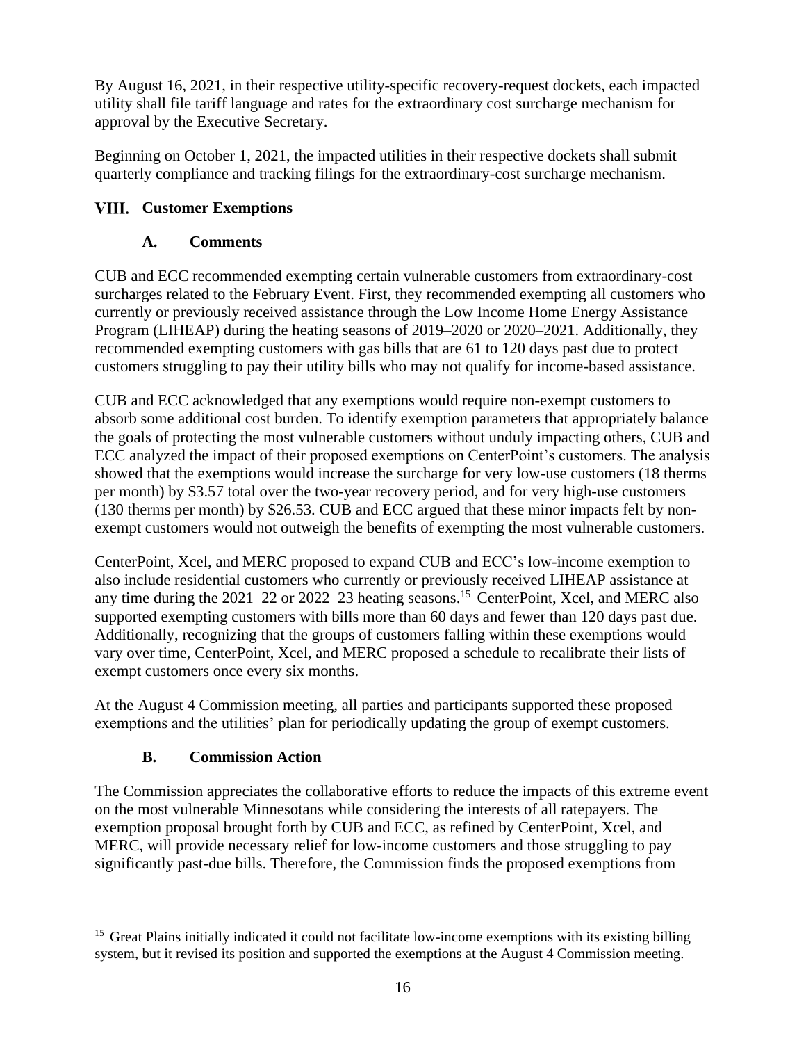By August 16, 2021, in their respective utility-specific recovery-request dockets, each impacted utility shall file tariff language and rates for the extraordinary cost surcharge mechanism for approval by the Executive Secretary.

Beginning on October 1, 2021, the impacted utilities in their respective dockets shall submit quarterly compliance and tracking filings for the extraordinary-cost surcharge mechanism.

## VIII. Customer Exemptions

### A. Comments

CUB and ECC recommended exempting certain vulnerable customers from extraordinary-cost surcharges related to the February Event. First, they recommended exempting all customers who currently or previously received assistance through the Low Income Home Energy Assistance Program (LIHEAP) during the heating seasons of 2019–2020 or 2020–2021. Additionally, they recommended exempting customers with gas bills that are 61 to 120 days past due to protect customers struggling to pay their utility bills who may not qualify for income-based assistance.

CUB and ECC acknowledged that any exemptions would require non-exempt customers to absorb some additional cost burden. To identify exemption parameters that appropriately balance the goals of protecting the most vulnerable customers without unduly impacting others, CUB and ECC analyzed the impact of their proposed exemptions on CenterPoint's customers. The analysis showed that the exemptions would increase the surcharge for very low-use customers (18 therms per month) by $3.57 total over the two-year recovery period, and for very high-use customers (130 therms per month) by $26.53. CUB and ECC argued that these minor impacts felt by non-exempt customers would not outweigh the benefits of exempting the most vulnerable customers.

CenterPoint, Xcel, and MERC proposed to expand CUB and ECC's low-income exemption to also include residential customers who currently or previously received LIHEAP assistance at any time during the 2021–22 or 2022–23 heating seasons.[15] CenterPoint, Xcel, and MERC also supported exempting customers with bills more than 60 days and fewer than 120 days past due. Additionally, recognizing that the groups of customers falling within these exemptions would vary over time, CenterPoint, Xcel, and MERC proposed a schedule to recalibrate their lists of exempt customers once every six months.

At the August 4 Commission meeting, all parties and participants supported these proposed exemptions and the utilities' plan for periodically updating the group of exempt customers.

### B. Commission Action

The Commission appreciates the collaborative efforts to reduce the impacts of this extreme event on the most vulnerable Minnesotans while considering the interests of all ratepayers. The exemption proposal brought forth by CUB and ECC, as refined by CenterPoint, Xcel, and MERC, will provide necessary relief for low-income customers and those struggling to pay significantly past-due bills. Therefore, the Commission finds the proposed exemptions from

[15] Great Plains initially indicated it could not facilitate low-income exemptions with its existing billing system, but it revised its position and supported the exemptions at the August 4 Commission meeting.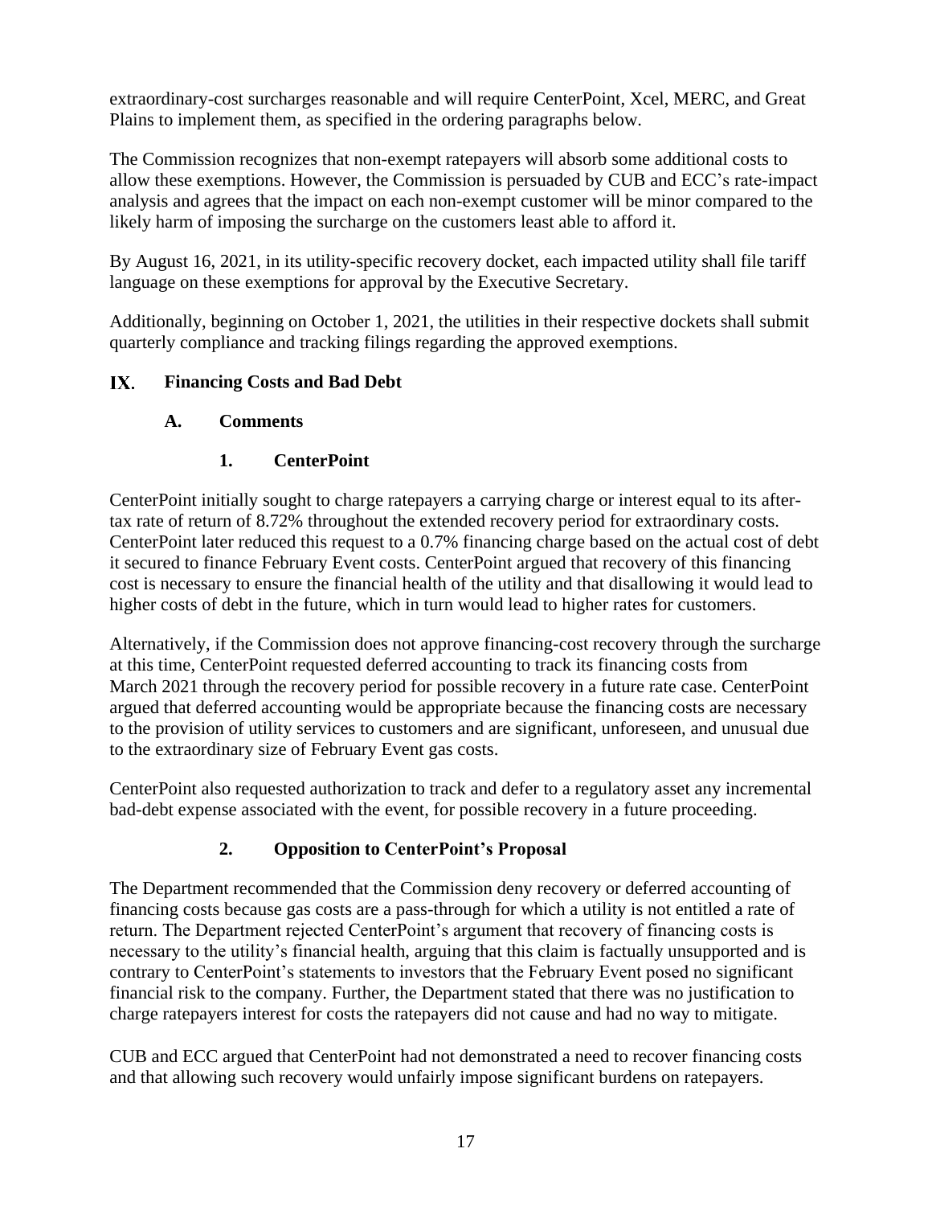extraordinary-cost surcharges reasonable and will require CenterPoint, Xcel, MERC, and Great Plains to implement them, as specified in the ordering paragraphs below.

The Commission recognizes that non-exempt ratepayers will absorb some additional costs to allow these exemptions. However, the Commission is persuaded by CUB and ECC's rate-impact analysis and agrees that the impact on each non-exempt customer will be minor compared to the likely harm of imposing the surcharge on the customers least able to afford it.

By August 16, 2021, in its utility-specific recovery docket, each impacted utility shall file tariff language on these exemptions for approval by the Executive Secretary.

Additionally, beginning on October 1, 2021, the utilities in their respective dockets shall submit quarterly compliance and tracking filings regarding the approved exemptions.

## IX. Financing Costs and Bad Debt

### A. Comments

#### 1. CenterPoint

CenterPoint initially sought to charge ratepayers a carrying charge or interest equal to its after-tax rate of return of 8.72% throughout the extended recovery period for extraordinary costs. CenterPoint later reduced this request to a 0.7% financing charge based on the actual cost of debt it secured to finance February Event costs. CenterPoint argued that recovery of this financing cost is necessary to ensure the financial health of the utility and that disallowing it would lead to higher costs of debt in the future, which in turn would lead to higher rates for customers.

Alternatively, if the Commission does not approve financing-cost recovery through the surcharge at this time, CenterPoint requested deferred accounting to track its financing costs from March 2021 through the recovery period for possible recovery in a future rate case. CenterPoint argued that deferred accounting would be appropriate because the financing costs are necessary to the provision of utility services to customers and are significant, unforeseen, and unusual due to the extraordinary size of February Event gas costs.

CenterPoint also requested authorization to track and defer to a regulatory asset any incremental bad-debt expense associated with the event, for possible recovery in a future proceeding.

#### 2. Opposition to CenterPoint's Proposal

The Department recommended that the Commission deny recovery or deferred accounting of financing costs because gas costs are a pass-through for which a utility is not entitled a rate of return. The Department rejected CenterPoint's argument that recovery of financing costs is necessary to the utility's financial health, arguing that this claim is factually unsupported and is contrary to CenterPoint's statements to investors that the February Event posed no significant financial risk to the company. Further, the Department stated that there was no justification to charge ratepayers interest for costs the ratepayers did not cause and had no way to mitigate.

CUB and ECC argued that CenterPoint had not demonstrated a need to recover financing costs and that allowing such recovery would unfairly impose significant burdens on ratepayers.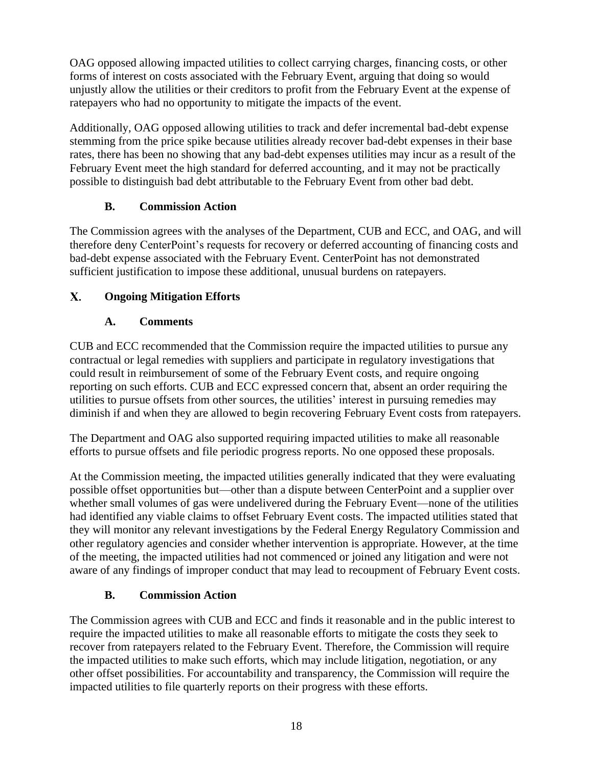OAG opposed allowing impacted utilities to collect carrying charges, financing costs, or other forms of interest on costs associated with the February Event, arguing that doing so would unjustly allow the utilities or their creditors to profit from the February Event at the expense of ratepayers who had no opportunity to mitigate the impacts of the event.

Additionally, OAG opposed allowing utilities to track and defer incremental bad-debt expense stemming from the price spike because utilities already recover bad-debt expenses in their base rates, there has been no showing that any bad-debt expenses utilities may incur as a result of the February Event meet the high standard for deferred accounting, and it may not be practically possible to distinguish bad debt attributable to the February Event from other bad debt.

### B. Commission Action

The Commission agrees with the analyses of the Department, CUB and ECC, and OAG, and will therefore deny CenterPoint's requests for recovery or deferred accounting of financing costs and bad-debt expense associated with the February Event. CenterPoint has not demonstrated sufficient justification to impose these additional, unusual burdens on ratepayers.

## X. Ongoing Mitigation Efforts

### A. Comments

CUB and ECC recommended that the Commission require the impacted utilities to pursue any contractual or legal remedies with suppliers and participate in regulatory investigations that could result in reimbursement of some of the February Event costs, and require ongoing reporting on such efforts. CUB and ECC expressed concern that, absent an order requiring the utilities to pursue offsets from other sources, the utilities' interest in pursuing remedies may diminish if and when they are allowed to begin recovering February Event costs from ratepayers.

The Department and OAG also supported requiring impacted utilities to make all reasonable efforts to pursue offsets and file periodic progress reports. No one opposed these proposals.

At the Commission meeting, the impacted utilities generally indicated that they were evaluating possible offset opportunities but—other than a dispute between CenterPoint and a supplier over whether small volumes of gas were undelivered during the February Event—none of the utilities had identified any viable claims to offset February Event costs. The impacted utilities stated that they will monitor any relevant investigations by the Federal Energy Regulatory Commission and other regulatory agencies and consider whether intervention is appropriate. However, at the time of the meeting, the impacted utilities had not commenced or joined any litigation and were not aware of any findings of improper conduct that may lead to recoupment of February Event costs.

### B. Commission Action

The Commission agrees with CUB and ECC and finds it reasonable and in the public interest to require the impacted utilities to make all reasonable efforts to mitigate the costs they seek to recover from ratepayers related to the February Event. Therefore, the Commission will require the impacted utilities to make such efforts, which may include litigation, negotiation, or any other offset possibilities. For accountability and transparency, the Commission will require the impacted utilities to file quarterly reports on their progress with these efforts.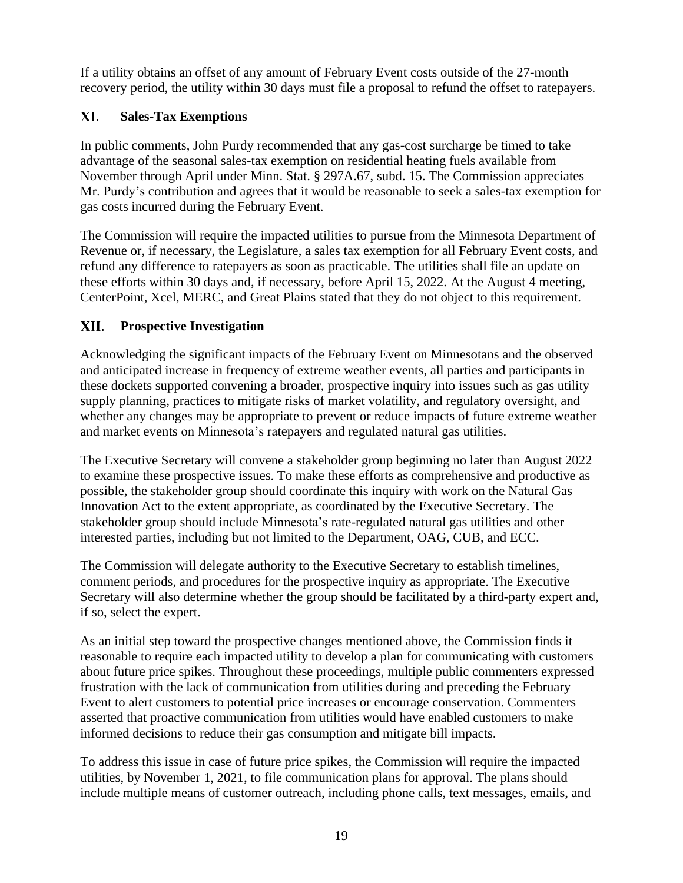If a utility obtains an offset of any amount of February Event costs outside of the 27-month recovery period, the utility within 30 days must file a proposal to refund the offset to ratepayers.

## XI. Sales-Tax Exemptions

In public comments, John Purdy recommended that any gas-cost surcharge be timed to take advantage of the seasonal sales-tax exemption on residential heating fuels available from November through April under Minn. Stat. § 297A.67, subd. 15. The Commission appreciates Mr. Purdy's contribution and agrees that it would be reasonable to seek a sales-tax exemption for gas costs incurred during the February Event.

The Commission will require the impacted utilities to pursue from the Minnesota Department of Revenue or, if necessary, the Legislature, a sales tax exemption for all February Event costs, and refund any difference to ratepayers as soon as practicable. The utilities shall file an update on these efforts within 30 days and, if necessary, before April 15, 2022. At the August 4 meeting, CenterPoint, Xcel, MERC, and Great Plains stated that they do not object to this requirement.

## XII. Prospective Investigation

Acknowledging the significant impacts of the February Event on Minnesotans and the observed and anticipated increase in frequency of extreme weather events, all parties and participants in these dockets supported convening a broader, prospective inquiry into issues such as gas utility supply planning, practices to mitigate risks of market volatility, and regulatory oversight, and whether any changes may be appropriate to prevent or reduce impacts of future extreme weather and market events on Minnesota's ratepayers and regulated natural gas utilities.

The Executive Secretary will convene a stakeholder group beginning no later than August 2022 to examine these prospective issues. To make these efforts as comprehensive and productive as possible, the stakeholder group should coordinate this inquiry with work on the Natural Gas Innovation Act to the extent appropriate, as coordinated by the Executive Secretary. The stakeholder group should include Minnesota's rate-regulated natural gas utilities and other interested parties, including but not limited to the Department, OAG, CUB, and ECC.

The Commission will delegate authority to the Executive Secretary to establish timelines, comment periods, and procedures for the prospective inquiry as appropriate. The Executive Secretary will also determine whether the group should be facilitated by a third-party expert and, if so, select the expert.

As an initial step toward the prospective changes mentioned above, the Commission finds it reasonable to require each impacted utility to develop a plan for communicating with customers about future price spikes. Throughout these proceedings, multiple public commenters expressed frustration with the lack of communication from utilities during and preceding the February Event to alert customers to potential price increases or encourage conservation. Commenters asserted that proactive communication from utilities would have enabled customers to make informed decisions to reduce their gas consumption and mitigate bill impacts.

To address this issue in case of future price spikes, the Commission will require the impacted utilities, by November 1, 2021, to file communication plans for approval. The plans should include multiple means of customer outreach, including phone calls, text messages, emails, and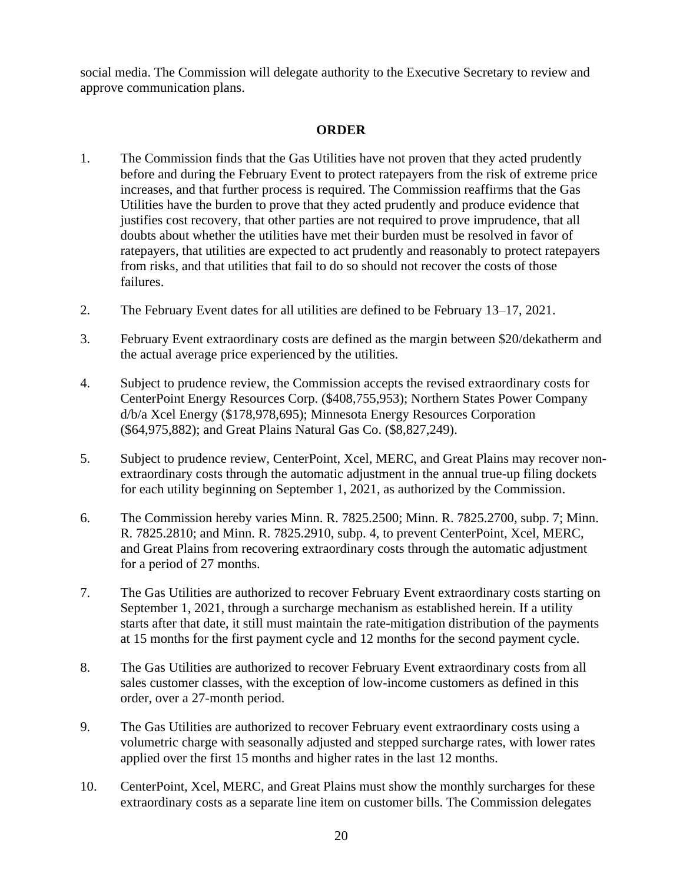social media. The Commission will delegate authority to the Executive Secretary to review and approve communication plans.

## ORDER

1. The Commission finds that the Gas Utilities have not proven that they acted prudently before and during the February Event to protect ratepayers from the risk of extreme price increases, and that further process is required. The Commission reaffirms that the Gas Utilities have the burden to prove that they acted prudently and produce evidence that justifies cost recovery, that other parties are not required to prove imprudence, that all doubts about whether the utilities have met their burden must be resolved in favor of ratepayers, that utilities are expected to act prudently and reasonably to protect ratepayers from risks, and that utilities that fail to do so should not recover the costs of those failures.

2. The February Event dates for all utilities are defined to be February 13–17, 2021.

3. February Event extraordinary costs are defined as the margin between $20/dekatherm and the actual average price experienced by the utilities.

4. Subject to prudence review, the Commission accepts the revised extraordinary costs for CenterPoint Energy Resources Corp. ($408,755,953); Northern States Power Company d/b/a Xcel Energy ($178,978,695); Minnesota Energy Resources Corporation ($64,975,882); and Great Plains Natural Gas Co. ($8,827,249).

5. Subject to prudence review, CenterPoint, Xcel, MERC, and Great Plains may recover non-extraordinary costs through the automatic adjustment in the annual true-up filing dockets for each utility beginning on September 1, 2021, as authorized by the Commission.

6. The Commission hereby varies Minn. R. 7825.2500; Minn. R. 7825.2700, subp. 7; Minn. R. 7825.2810; and Minn. R. 7825.2910, subp. 4, to prevent CenterPoint, Xcel, MERC, and Great Plains from recovering extraordinary costs through the automatic adjustment for a period of 27 months.

7. The Gas Utilities are authorized to recover February Event extraordinary costs starting on September 1, 2021, through a surcharge mechanism as established herein. If a utility starts after that date, it still must maintain the rate-mitigation distribution of the payments at 15 months for the first payment cycle and 12 months for the second payment cycle.

8. The Gas Utilities are authorized to recover February Event extraordinary costs from all sales customer classes, with the exception of low-income customers as defined in this order, over a 27-month period.

9. The Gas Utilities are authorized to recover February event extraordinary costs using a volumetric charge with seasonally adjusted and stepped surcharge rates, with lower rates applied over the first 15 months and higher rates in the last 12 months.

10. CenterPoint, Xcel, MERC, and Great Plains must show the monthly surcharges for these extraordinary costs as a separate line item on customer bills. The Commission delegates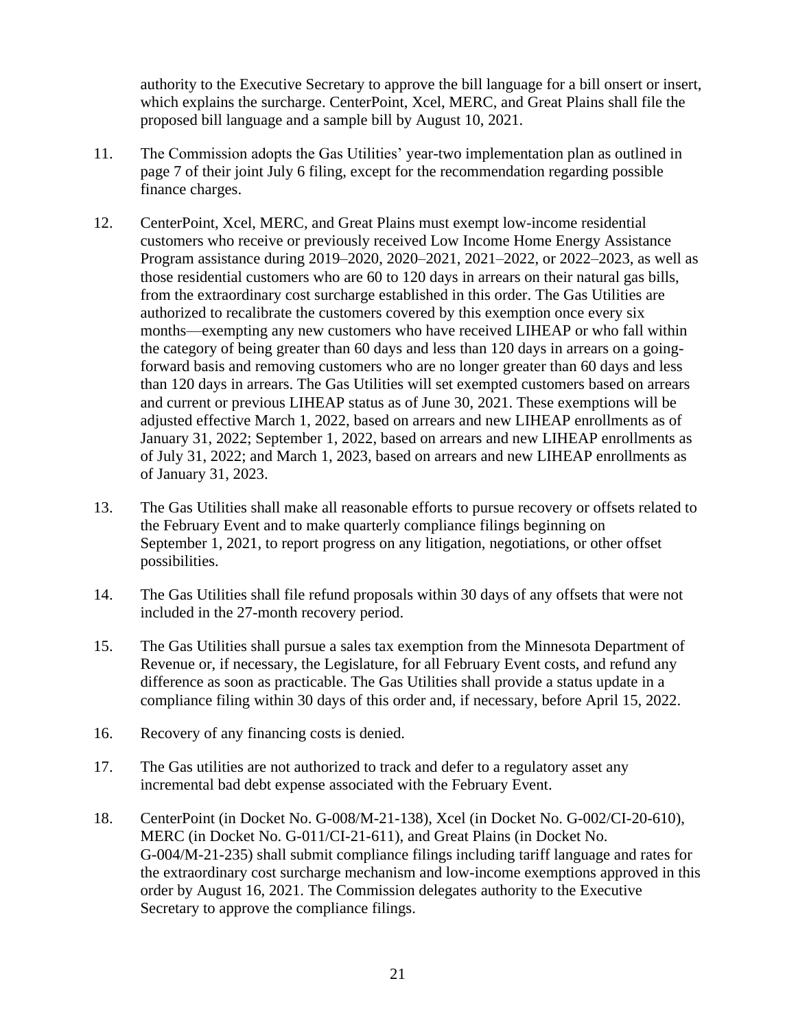authority to the Executive Secretary to approve the bill language for a bill onsert or insert, which explains the surcharge. CenterPoint, Xcel, MERC, and Great Plains shall file the proposed bill language and a sample bill by August 10, 2021.

11. The Commission adopts the Gas Utilities' year-two implementation plan as outlined in page 7 of their joint July 6 filing, except for the recommendation regarding possible finance charges.

12. CenterPoint, Xcel, MERC, and Great Plains must exempt low-income residential customers who receive or previously received Low Income Home Energy Assistance Program assistance during 2019–2020, 2020–2021, 2021–2022, or 2022–2023, as well as those residential customers who are 60 to 120 days in arrears on their natural gas bills, from the extraordinary cost surcharge established in this order. The Gas Utilities are authorized to recalibrate the customers covered by this exemption once every six months—exempting any new customers who have received LIHEAP or who fall within the category of being greater than 60 days and less than 120 days in arrears on a going-forward basis and removing customers who are no longer greater than 60 days and less than 120 days in arrears. The Gas Utilities will set exempted customers based on arrears and current or previous LIHEAP status as of June 30, 2021. These exemptions will be adjusted effective March 1, 2022, based on arrears and new LIHEAP enrollments as of January 31, 2022; September 1, 2022, based on arrears and new LIHEAP enrollments as of July 31, 2022; and March 1, 2023, based on arrears and new LIHEAP enrollments as of January 31, 2023.

13. The Gas Utilities shall make all reasonable efforts to pursue recovery or offsets related to the February Event and to make quarterly compliance filings beginning on September 1, 2021, to report progress on any litigation, negotiations, or other offset possibilities.

14. The Gas Utilities shall file refund proposals within 30 days of any offsets that were not included in the 27-month recovery period.

15. The Gas Utilities shall pursue a sales tax exemption from the Minnesota Department of Revenue or, if necessary, the Legislature, for all February Event costs, and refund any difference as soon as practicable. The Gas Utilities shall provide a status update in a compliance filing within 30 days of this order and, if necessary, before April 15, 2022.

16. Recovery of any financing costs is denied.

17. The Gas utilities are not authorized to track and defer to a regulatory asset any incremental bad debt expense associated with the February Event.

18. CenterPoint (in Docket No. G-008/M-21-138), Xcel (in Docket No. G-002/CI-20-610), MERC (in Docket No. G-011/CI-21-611), and Great Plains (in Docket No. G-004/M-21-235) shall submit compliance filings including tariff language and rates for the extraordinary cost surcharge mechanism and low-income exemptions approved in this order by August 16, 2021. The Commission delegates authority to the Executive Secretary to approve the compliance filings.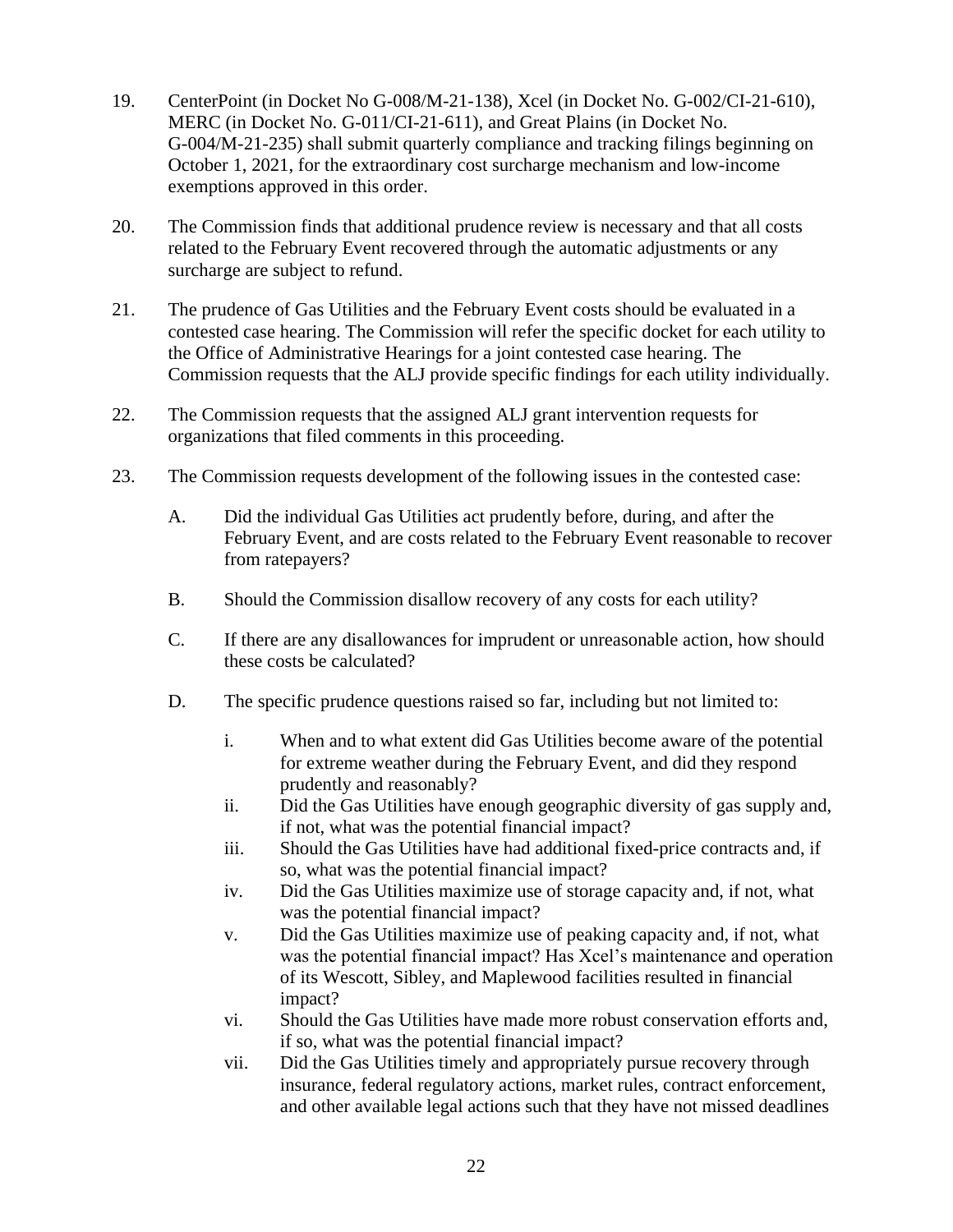19. CenterPoint (in Docket No G-008/M-21-138), Xcel (in Docket No. G-002/CI-21-610), MERC (in Docket No. G-011/CI-21-611), and Great Plains (in Docket No. G-004/M-21-235) shall submit quarterly compliance and tracking filings beginning on October 1, 2021, for the extraordinary cost surcharge mechanism and low-income exemptions approved in this order.

20. The Commission finds that additional prudence review is necessary and that all costs related to the February Event recovered through the automatic adjustments or any surcharge are subject to refund.

21. The prudence of Gas Utilities and the February Event costs should be evaluated in a contested case hearing. The Commission will refer the specific docket for each utility to the Office of Administrative Hearings for a joint contested case hearing. The Commission requests that the ALJ provide specific findings for each utility individually.

22. The Commission requests that the assigned ALJ grant intervention requests for organizations that filed comments in this proceeding.

23. The Commission requests development of the following issues in the contested case:

    A. Did the individual Gas Utilities act prudently before, during, and after the February Event, and are costs related to the February Event reasonable to recover from ratepayers?

    B. Should the Commission disallow recovery of any costs for each utility?

    C. If there are any disallowances for imprudent or unreasonable action, how should these costs be calculated?

    D. The specific prudence questions raised so far, including but not limited to:

        i. When and to what extent did Gas Utilities become aware of the potential for extreme weather during the February Event, and did they respond prudently and reasonably?
        ii. Did the Gas Utilities have enough geographic diversity of gas supply and, if not, what was the potential financial impact?
        iii. Should the Gas Utilities have had additional fixed-price contracts and, if so, what was the potential financial impact?
        iv. Did the Gas Utilities maximize use of storage capacity and, if not, what was the potential financial impact?
        v. Did the Gas Utilities maximize use of peaking capacity and, if not, what was the potential financial impact? Has Xcel's maintenance and operation of its Wescott, Sibley, and Maplewood facilities resulted in financial impact?
        vi. Should the Gas Utilities have made more robust conservation efforts and, if so, what was the potential financial impact?
        vii. Did the Gas Utilities timely and appropriately pursue recovery through insurance, federal regulatory actions, market rules, contract enforcement, and other available legal actions such that they have not missed deadlines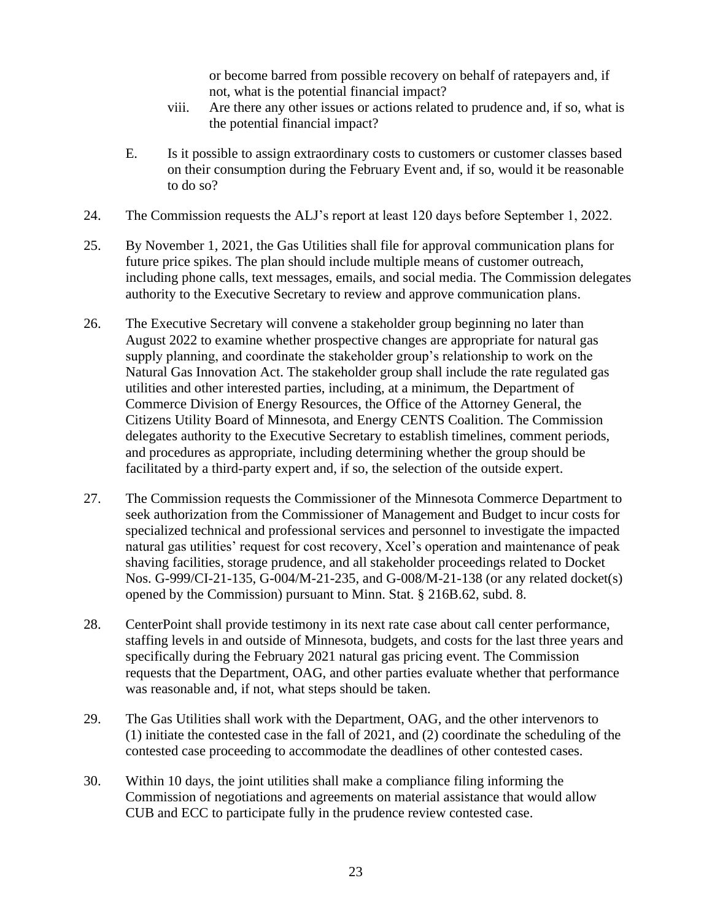or become barred from possible recovery on behalf of ratepayers and, if not, what is the potential financial impact?

viii. Are there any other issues or actions related to prudence and, if so, what is the potential financial impact?

E. Is it possible to assign extraordinary costs to customers or customer classes based on their consumption during the February Event and, if so, would it be reasonable to do so?

24. The Commission requests the ALJ's report at least 120 days before September 1, 2022.

25. By November 1, 2021, the Gas Utilities shall file for approval communication plans for future price spikes. The plan should include multiple means of customer outreach, including phone calls, text messages, emails, and social media. The Commission delegates authority to the Executive Secretary to review and approve communication plans.

26. The Executive Secretary will convene a stakeholder group beginning no later than August 2022 to examine whether prospective changes are appropriate for natural gas supply planning, and coordinate the stakeholder group's relationship to work on the Natural Gas Innovation Act. The stakeholder group shall include the rate regulated gas utilities and other interested parties, including, at a minimum, the Department of Commerce Division of Energy Resources, the Office of the Attorney General, the Citizens Utility Board of Minnesota, and Energy CENTS Coalition. The Commission delegates authority to the Executive Secretary to establish timelines, comment periods, and procedures as appropriate, including determining whether the group should be facilitated by a third-party expert and, if so, the selection of the outside expert.

27. The Commission requests the Commissioner of the Minnesota Commerce Department to seek authorization from the Commissioner of Management and Budget to incur costs for specialized technical and professional services and personnel to investigate the impacted natural gas utilities' request for cost recovery, Xcel's operation and maintenance of peak shaving facilities, storage prudence, and all stakeholder proceedings related to Docket Nos. G-999/CI-21-135, G-004/M-21-235, and G-008/M-21-138 (or any related docket(s) opened by the Commission) pursuant to Minn. Stat. § 216B.62, subd. 8.

28. CenterPoint shall provide testimony in its next rate case about call center performance, staffing levels in and outside of Minnesota, budgets, and costs for the last three years and specifically during the February 2021 natural gas pricing event. The Commission requests that the Department, OAG, and other parties evaluate whether that performance was reasonable and, if not, what steps should be taken.

29. The Gas Utilities shall work with the Department, OAG, and the other intervenors to (1) initiate the contested case in the fall of 2021, and (2) coordinate the scheduling of the contested case proceeding to accommodate the deadlines of other contested cases.

30. Within 10 days, the joint utilities shall make a compliance filing informing the Commission of negotiations and agreements on material assistance that would allow CUB and ECC to participate fully in the prudence review contested case.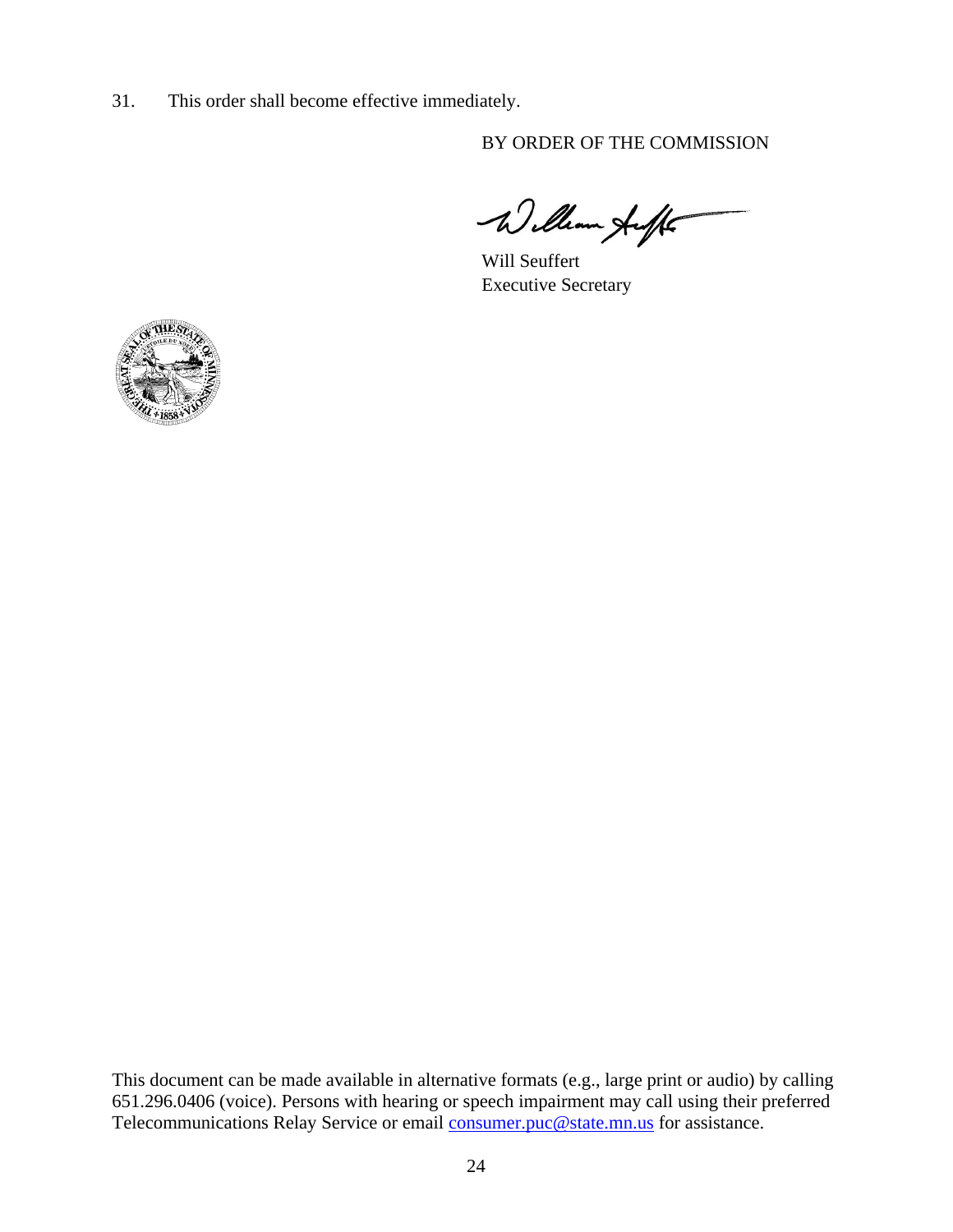31. This order shall become effective immediately.

BY ORDER OF THE COMMISSION

Will Seuffert
Executive Secretary

This document can be made available in alternative formats (e.g., large print or audio) by calling 651.296.0406 (voice). Persons with hearing or speech impairment may call using their preferred Telecommunications Relay Service or email consumer.puc@state.mn.us for assistance.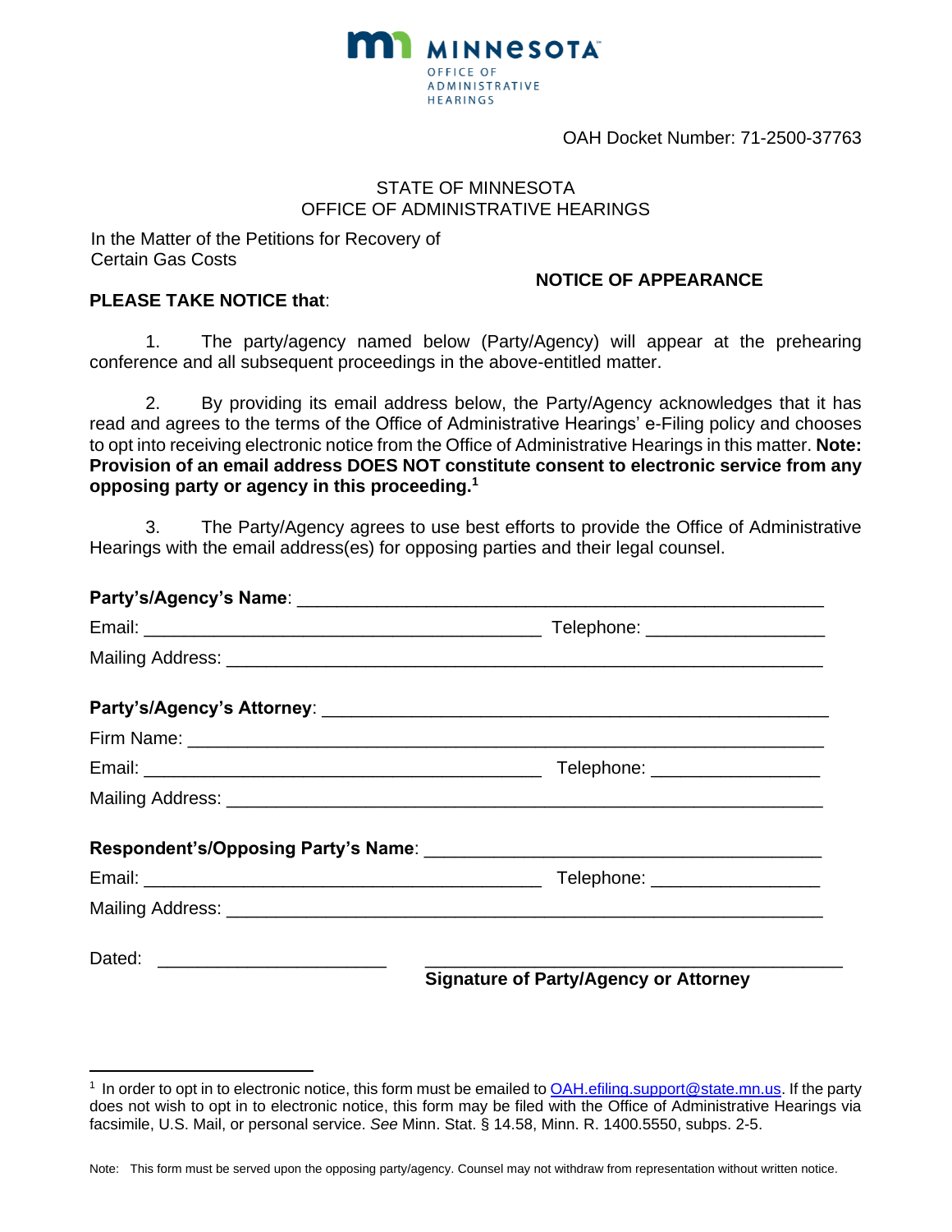MINNESOTA OFFICE OF ADMINISTRATIVE HEARINGS

OAH Docket Number: 71-2500-37763

STATE OF MINNESOTA
OFFICE OF ADMINISTRATIVE HEARINGS

In the Matter of the Petitions for Recovery of Certain Gas Costs

**NOTICE OF APPEARANCE**

**PLEASE TAKE NOTICE that**:

1. The party/agency named below (Party/Agency) will appear at the prehearing conference and all subsequent proceedings in the above-entitled matter.

2. By providing its email address below, the Party/Agency acknowledges that it has read and agrees to the terms of the Office of Administrative Hearings' e-Filing policy and chooses to opt into receiving electronic notice from the Office of Administrative Hearings in this matter. **Note: Provision of an email address DOES NOT constitute consent to electronic service from any opposing party or agency in this proceeding.**[1]

3. The Party/Agency agrees to use best efforts to provide the Office of Administrative Hearings with the email address(es) for opposing parties and their legal counsel.

**Party's/Agency's Name**: ______________________________________________

Email: ______________________________________ Telephone: _______________

Mailing Address: _____________________________________________________

**Party's/Agency's Attorney**: ____________________________________________

Firm Name: _________________________________________________________

Email: ______________________________________ Telephone: _______________

Mailing Address: _____________________________________________________

**Respondent's/Opposing Party's Name**: __________________________________

Email: ______________________________________ Telephone: _______________

Mailing Address: _____________________________________________________

Dated: ______________________ ________________________________________

**Signature of Party/Agency or Attorney**

[1] In order to opt in to electronic notice, this form must be emailed to OAH.efiling.support@state.mn.us. If the party does not wish to opt in to electronic notice, this form may be filed with the Office of Administrative Hearings via facsimile, U.S. Mail, or personal service. *See* Minn. Stat. § 14.58, Minn. R. 1400.5550, subps. 2-5.

Note: This form must be served upon the opposing party/agency. Counsel may not withdraw from representation without written notice.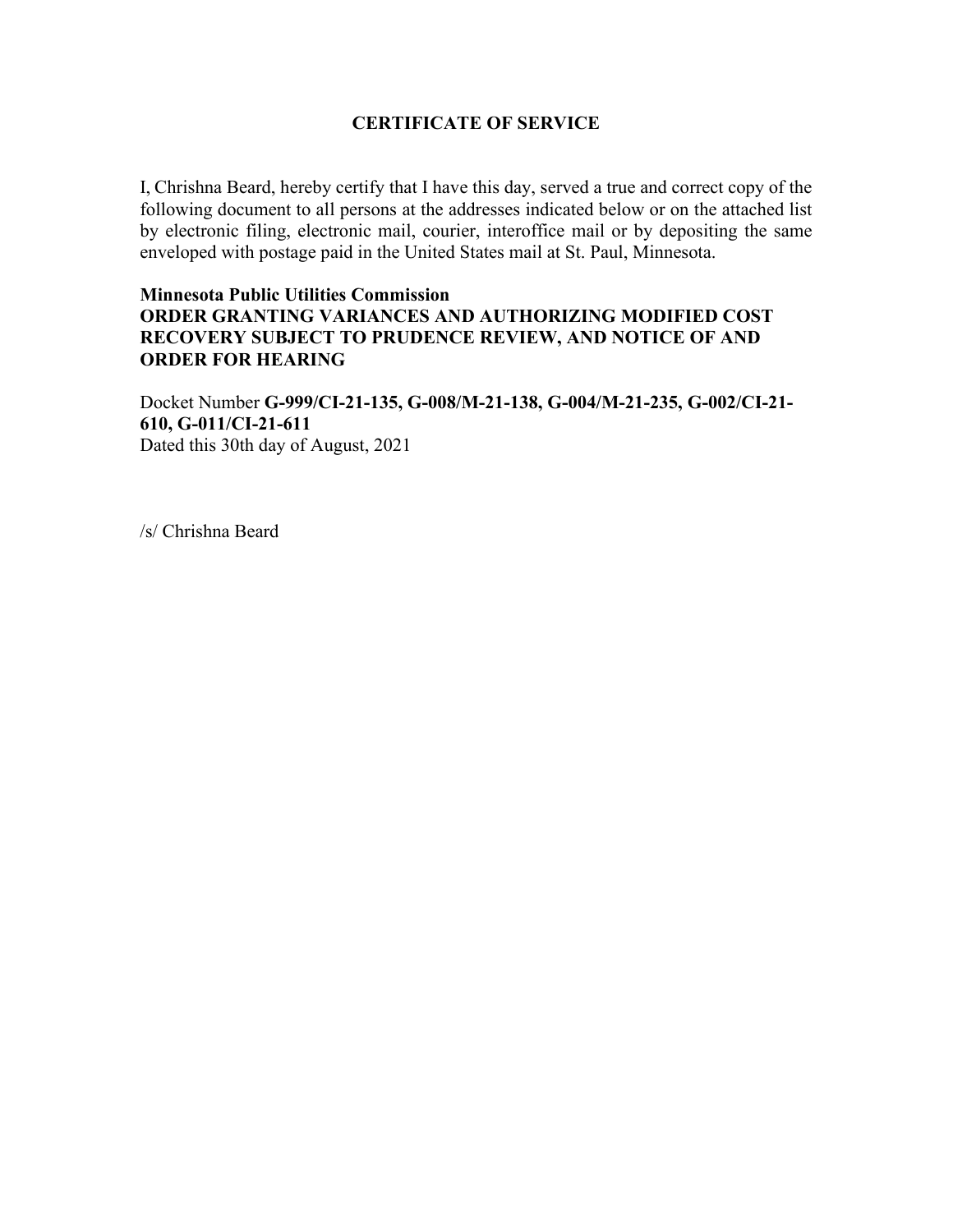# CERTIFICATE OF SERVICE

I, Chrishna Beard, hereby certify that I have this day, served a true and correct copy of the following document to all persons at the addresses indicated below or on the attached list by electronic filing, electronic mail, courier, interoffice mail or by depositing the same enveloped with postage paid in the United States mail at St. Paul, Minnesota.

**Minnesota Public Utilities Commission**
**ORDER GRANTING VARIANCES AND AUTHORIZING MODIFIED COST RECOVERY SUBJECT TO PRUDENCE REVIEW, AND NOTICE OF AND ORDER FOR HEARING**

Docket Number **G-999/CI-21-135, G-008/M-21-138, G-004/M-21-235, G-002/CI-21-610, G-011/CI-21-611**
Dated this 30th day of August, 2021

/s/ Chrishna Beard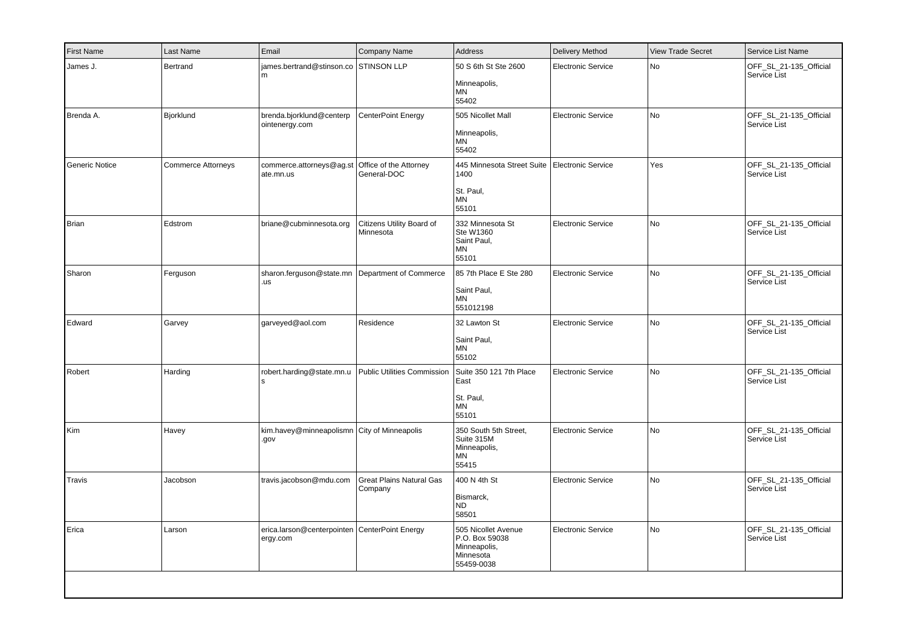| First Name | Last Name | Email | Company Name | Address | Delivery Method | View Trade Secret | Service List Name |
| --- | --- | --- | --- | --- | --- | --- | --- |
| James J. | Bertrand | james.bertrand@stinson.com | STINSON LLP | 50 S 6th St Ste 2600<br><br>Minneapolis,<br>MN<br>55402 | Electronic Service | No | OFF_SL_21-135_Official Service List |
| Brenda A. | Bjorklund | brenda.bjorklund@centerpointenergy.com | CenterPoint Energy | 505 Nicollet Mall<br><br>Minneapolis,<br>MN<br>55402 | Electronic Service | No | OFF_SL_21-135_Official Service List |
| Generic Notice | Commerce Attorneys | commerce.attorneys@ag.state.mn.us | Office of the Attorney General-DOC | 445 Minnesota Street Suite 1400<br><br>St. Paul,<br>MN<br>55101 | Electronic Service | Yes | OFF_SL_21-135_Official Service List |
| Brian | Edstrom | briane@cubminnesota.org | Citizens Utility Board of Minnesota | 332 Minnesota St<br>Ste W1360<br>Saint Paul,<br>MN<br>55101 | Electronic Service | No | OFF_SL_21-135_Official Service List |
| Sharon | Ferguson | sharon.ferguson@state.mn.us | Department of Commerce | 85 7th Place E Ste 280<br><br>Saint Paul,<br>MN<br>551012198 | Electronic Service | No | OFF_SL_21-135_Official Service List |
| Edward | Garvey | garveyed@aol.com | Residence | 32 Lawton St<br><br>Saint Paul,<br>MN<br>55102 | Electronic Service | No | OFF_SL_21-135_Official Service List |
| Robert | Harding | robert.harding@state.mn.us | Public Utilities Commission | Suite 350 121 7th Place East<br><br>St. Paul,<br>MN<br>55101 | Electronic Service | No | OFF_SL_21-135_Official Service List |
| Kim | Havey | kim.havey@minneapolismn.gov | City of Minneapolis | 350 South 5th Street, Suite 315M<br>Minneapolis,<br>MN<br>55415 | Electronic Service | No | OFF_SL_21-135_Official Service List |
| Travis | Jacobson | travis.jacobson@mdu.com | Great Plains Natural Gas Company | 400 N 4th St<br><br>Bismarck,<br>ND<br>58501 | Electronic Service | No | OFF_SL_21-135_Official Service List |
| Erica | Larson | erica.larson@centerpointenergy.com | CenterPoint Energy | 505 Nicollet Avenue<br>P.O. Box 59038<br>Minneapolis,<br>Minnesota<br>55459-0038 | Electronic Service | No | OFF_SL_21-135_Official Service List |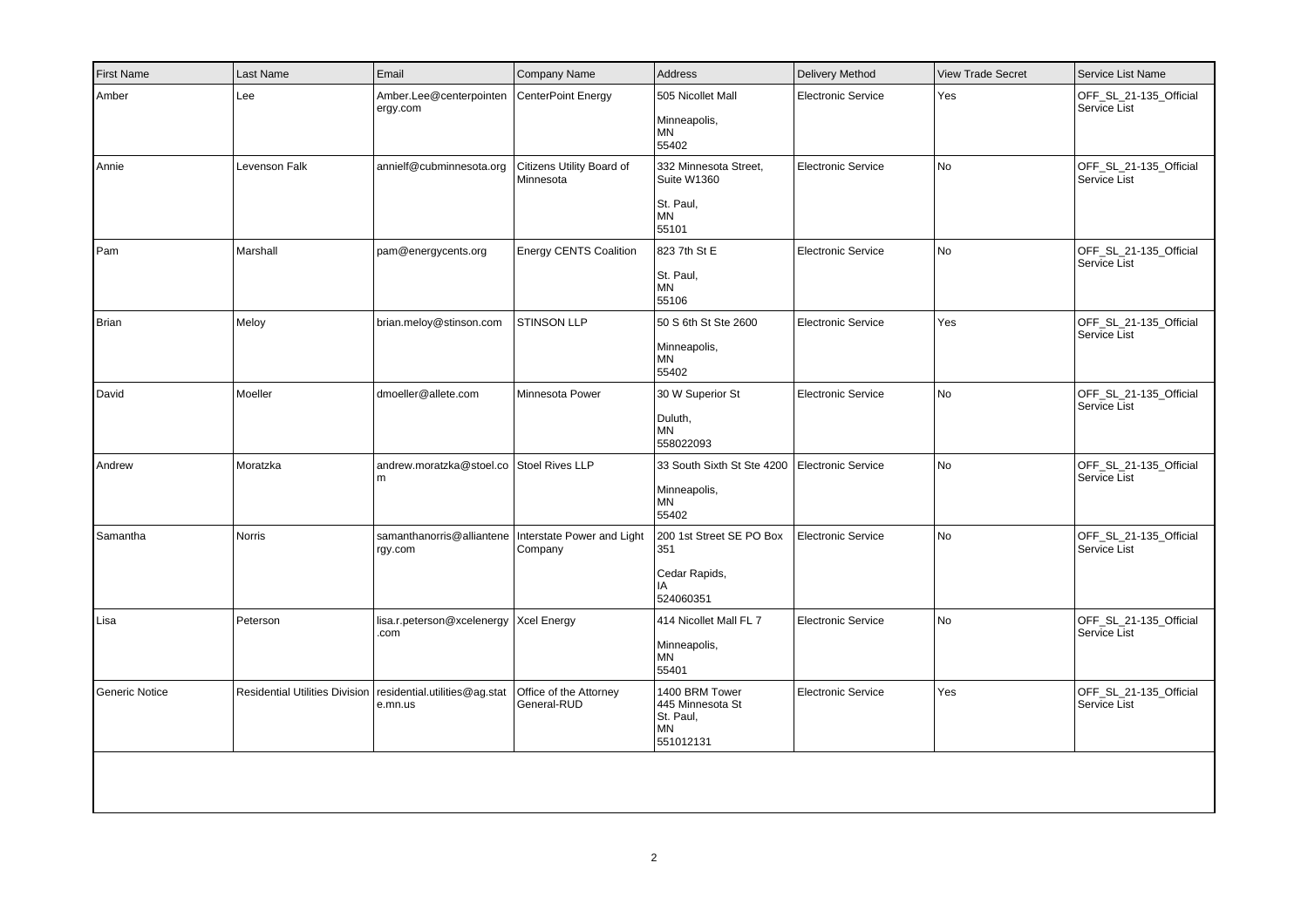| First Name | Last Name | Email | Company Name | Address | Delivery Method | View Trade Secret | Service List Name |
|---|---|---|---|---|---|---|---|
| Amber | Lee | Amber.Lee@centerpointenergy.com | CenterPoint Energy | 505 Nicollet Mall<br><br>Minneapolis,<br>MN<br>55402 | Electronic Service | Yes | OFF_SL_21-135_Official Service List |
| Annie | Levenson Falk | annielf@cubminnesota.org | Citizens Utility Board of Minnesota | 332 Minnesota Street, Suite W1360<br><br>St. Paul,<br>MN<br>55101 | Electronic Service | No | OFF_SL_21-135_Official Service List |
| Pam | Marshall | pam@energycents.org | Energy CENTS Coalition | 823 7th St E<br><br>St. Paul,<br>MN<br>55106 | Electronic Service | No | OFF_SL_21-135_Official Service List |
| Brian | Meloy | brian.meloy@stinson.com | STINSON LLP | 50 S 6th St Ste 2600<br><br>Minneapolis,<br>MN<br>55402 | Electronic Service | Yes | OFF_SL_21-135_Official Service List |
| David | Moeller | dmoeller@allete.com | Minnesota Power | 30 W Superior St<br><br>Duluth,<br>MN<br>558022093 | Electronic Service | No | OFF_SL_21-135_Official Service List |
| Andrew | Moratzka | andrew.moratzka@stoel.com | Stoel Rives LLP | 33 South Sixth St Ste 4200<br><br>Minneapolis,<br>MN<br>55402 | Electronic Service | No | OFF_SL_21-135_Official Service List |
| Samantha | Norris | samanthanorris@alliantenergy.com | Interstate Power and Light Company | 200 1st Street SE PO Box 351<br><br>Cedar Rapids,<br>IA<br>524060351 | Electronic Service | No | OFF_SL_21-135_Official Service List |
| Lisa | Peterson | lisa.r.peterson@xcelenergy.com | Xcel Energy | 414 Nicollet Mall FL 7<br><br>Minneapolis,<br>MN<br>55401 | Electronic Service | No | OFF_SL_21-135_Official Service List |
| Generic Notice | Residential Utilities Division | residential.utilities@ag.state.mn.us | Office of the Attorney General-RUD | 1400 BRM Tower<br>445 Minnesota St<br>St. Paul,<br>MN<br>551012131 | Electronic Service | Yes | OFF_SL_21-135_Official Service List |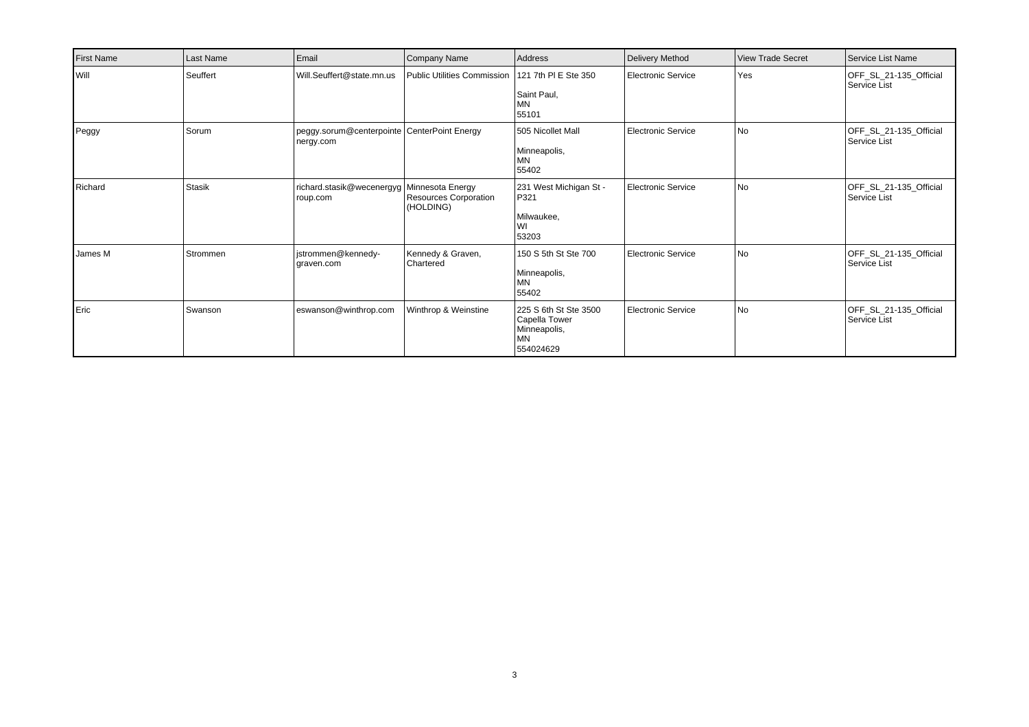| First Name | Last Name | Email | Company Name | Address | Delivery Method | View Trade Secret | Service List Name |
|---|---|---|---|---|---|---|---|
| Will | Seuffert | Will.Seuffert@state.mn.us | Public Utilities Commission | 121 7th Pl E Ste 350<br><br>Saint Paul,<br>MN<br>55101 | Electronic Service | Yes | OFF_SL_21-135_Official Service List |
| Peggy | Sorum | peggy.sorum@centerpointenergy.com | CenterPoint Energy | 505 Nicollet Mall<br><br>Minneapolis,<br>MN<br>55402 | Electronic Service | No | OFF_SL_21-135_Official Service List |
| Richard | Stasik | richard.stasik@wecenergygroup.com | Minnesota Energy Resources Corporation (HOLDING) | 231 West Michigan St - P321<br><br>Milwaukee,<br>WI<br>53203 | Electronic Service | No | OFF_SL_21-135_Official Service List |
| James M | Strommen | jstrommen@kennedy-graven.com | Kennedy & Graven, Chartered | 150 S 5th St Ste 700<br><br>Minneapolis,<br>MN<br>55402 | Electronic Service | No | OFF_SL_21-135_Official Service List |
| Eric | Swanson | eswanson@winthrop.com | Winthrop & Weinstine | 225 S 6th St Ste 3500<br>Capella Tower<br>Minneapolis,<br>MN<br>554024629 | Electronic Service | No | OFF_SL_21-135_Official Service List |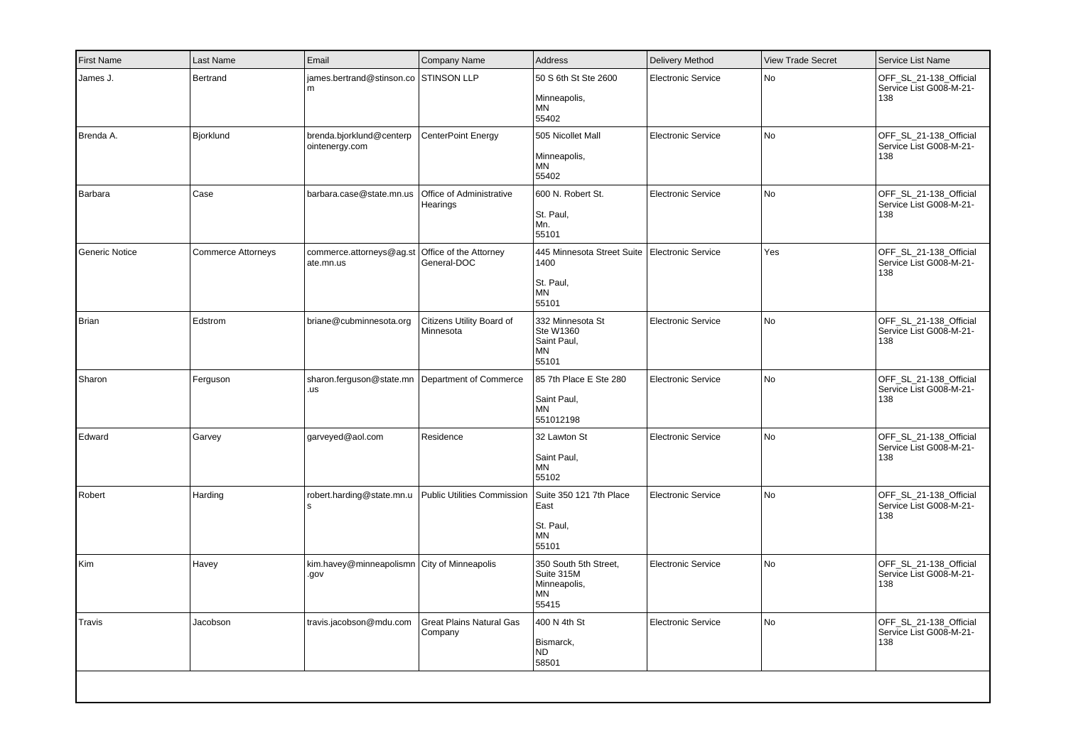| First Name | Last Name | Email | Company Name | Address | Delivery Method | View Trade Secret | Service List Name |
|---|---|---|---|---|---|---|---|
| James J. | Bertrand | james.bertrand@stinson.com | STINSON LLP | 50 S 6th St Ste 2600<br><br>Minneapolis,<br>MN<br>55402 | Electronic Service | No | OFF_SL_21-138_Official Service List G008-M-21-138 |
| Brenda A. | Bjorklund | brenda.bjorklund@centerpointenergy.com | CenterPoint Energy | 505 Nicollet Mall<br><br>Minneapolis,<br>MN<br>55402 | Electronic Service | No | OFF_SL_21-138_Official Service List G008-M-21-138 |
| Barbara | Case | barbara.case@state.mn.us | Office of Administrative Hearings | 600 N. Robert St.<br><br>St. Paul,<br>Mn.<br>55101 | Electronic Service | No | OFF_SL_21-138_Official Service List G008-M-21-138 |
| Generic Notice | Commerce Attorneys | commerce.attorneys@ag.state.mn.us | Office of the Attorney General-DOC | 445 Minnesota Street Suite 1400<br><br>St. Paul,<br>MN<br>55101 | Electronic Service | Yes | OFF_SL_21-138_Official Service List G008-M-21-138 |
| Brian | Edstrom | briane@cubminnesota.org | Citizens Utility Board of Minnesota | 332 Minnesota St<br>Ste W1360<br>Saint Paul,<br>MN<br>55101 | Electronic Service | No | OFF_SL_21-138_Official Service List G008-M-21-138 |
| Sharon | Ferguson | sharon.ferguson@state.mn.us | Department of Commerce | 85 7th Place E Ste 280<br><br>Saint Paul,<br>MN<br>551012198 | Electronic Service | No | OFF_SL_21-138_Official Service List G008-M-21-138 |
| Edward | Garvey | garveyed@aol.com | Residence | 32 Lawton St<br><br>Saint Paul,<br>MN<br>55102 | Electronic Service | No | OFF_SL_21-138_Official Service List G008-M-21-138 |
| Robert | Harding | robert.harding@state.mn.us | Public Utilities Commission | Suite 350 121 7th Place East<br><br>St. Paul,<br>MN<br>55101 | Electronic Service | No | OFF_SL_21-138_Official Service List G008-M-21-138 |
| Kim | Havey | kim.havey@minneapolismn.gov | City of Minneapolis | 350 South 5th Street, Suite 315M<br>Minneapolis,<br>MN<br>55415 | Electronic Service | No | OFF_SL_21-138_Official Service List G008-M-21-138 |
| Travis | Jacobson | travis.jacobson@mdu.com | Great Plains Natural Gas Company | 400 N 4th St<br><br>Bismarck,<br>ND<br>58501 | Electronic Service | No | OFF_SL_21-138_Official Service List G008-M-21-138 |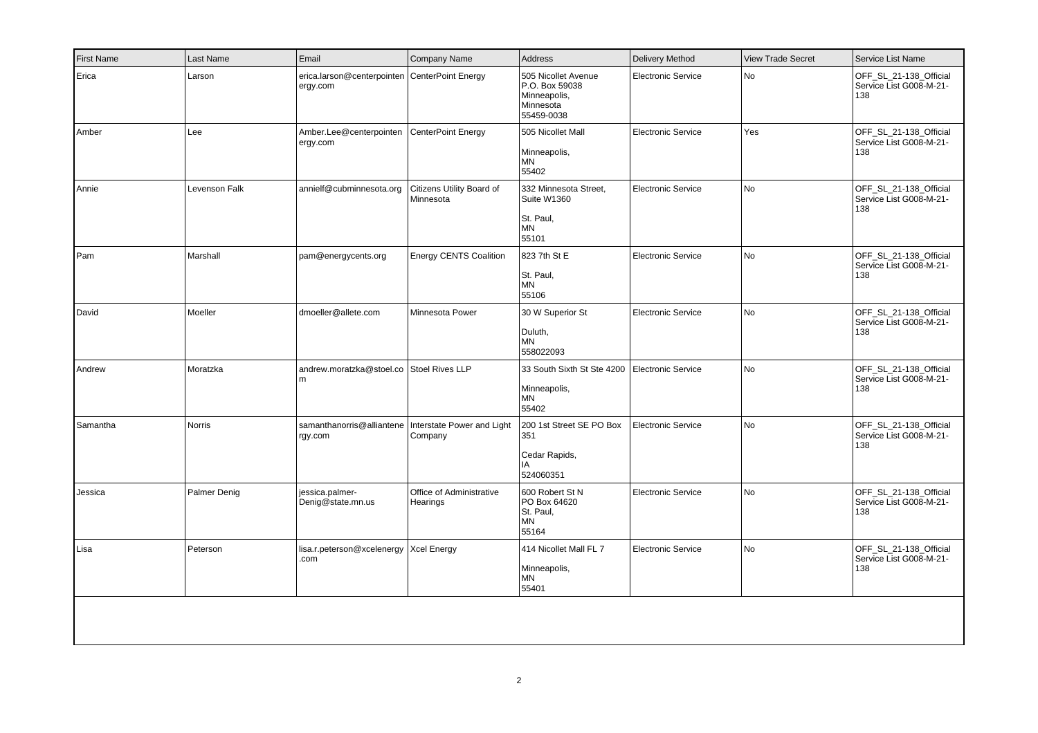| First Name | Last Name | Email | Company Name | Address | Delivery Method | View Trade Secret | Service List Name |
|---|---|---|---|---|---|---|---|
| Erica | Larson | erica.larson@centerpointenergy.com | CenterPoint Energy | 505 Nicollet Avenue P.O. Box 59038 Minneapolis, Minnesota 55459-0038 | Electronic Service | No | OFF_SL_21-138_Official Service List G008-M-21-138 |
| Amber | Lee | Amber.Lee@centerpointenergy.com | CenterPoint Energy | 505 Nicollet Mall Minneapolis, MN 55402 | Electronic Service | Yes | OFF_SL_21-138_Official Service List G008-M-21-138 |
| Annie | Levenson Falk | annielf@cubminnesota.org | Citizens Utility Board of Minnesota | 332 Minnesota Street, Suite W1360 St. Paul, MN 55101 | Electronic Service | No | OFF_SL_21-138_Official Service List G008-M-21-138 |
| Pam | Marshall | pam@energycents.org | Energy CENTS Coalition | 823 7th St E St. Paul, MN 55106 | Electronic Service | No | OFF_SL_21-138_Official Service List G008-M-21-138 |
| David | Moeller | dmoeller@allete.com | Minnesota Power | 30 W Superior St Duluth, MN 558022093 | Electronic Service | No | OFF_SL_21-138_Official Service List G008-M-21-138 |
| Andrew | Moratzka | andrew.moratzka@stoel.com | Stoel Rives LLP | 33 South Sixth St Ste 4200 Minneapolis, MN 55402 | Electronic Service | No | OFF_SL_21-138_Official Service List G008-M-21-138 |
| Samantha | Norris | samanthanorris@alliantenergy.com | Interstate Power and Light Company | 200 1st Street SE PO Box 351 Cedar Rapids, IA 524060351 | Electronic Service | No | OFF_SL_21-138_Official Service List G008-M-21-138 |
| Jessica | Palmer Denig | jessica.palmer-Denig@state.mn.us | Office of Administrative Hearings | 600 Robert St N PO Box 64620 St. Paul, MN 55164 | Electronic Service | No | OFF_SL_21-138_Official Service List G008-M-21-138 |
| Lisa | Peterson | lisa.r.peterson@xcelenergy.com | Xcel Energy | 414 Nicollet Mall FL 7 Minneapolis, MN 55401 | Electronic Service | No | OFF_SL_21-138_Official Service List G008-M-21-138 |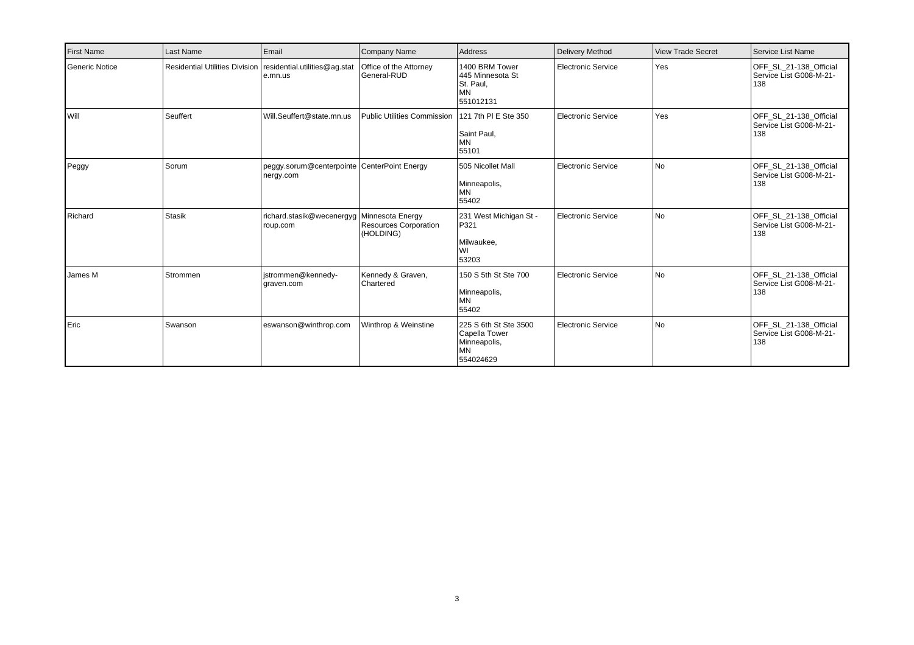| First Name | Last Name | Email | Company Name | Address | Delivery Method | View Trade Secret | Service List Name |
|---|---|---|---|---|---|---|---|
| Generic Notice | Residential Utilities Division | residential.utilities@ag.state.mn.us | Office of the Attorney General-RUD | 1400 BRM Tower 445 Minnesota St St. Paul, MN 551012131 | Electronic Service | Yes | OFF_SL_21-138_Official Service List G008-M-21-138 |
| Will | Seuffert | Will.Seuffert@state.mn.us | Public Utilities Commission | 121 7th Pl E Ste 350 Saint Paul, MN 55101 | Electronic Service | Yes | OFF_SL_21-138_Official Service List G008-M-21-138 |
| Peggy | Sorum | peggy.sorum@centerpointenergy.com | CenterPoint Energy | 505 Nicollet Mall Minneapolis, MN 55402 | Electronic Service | No | OFF_SL_21-138_Official Service List G008-M-21-138 |
| Richard | Stasik | richard.stasik@wecenergygroup.com | Minnesota Energy Resources Corporation (HOLDING) | 231 West Michigan St - P321 Milwaukee, WI 53203 | Electronic Service | No | OFF_SL_21-138_Official Service List G008-M-21-138 |
| James M | Strommen | jstrommen@kennedy-graven.com | Kennedy & Graven, Chartered | 150 S 5th St Ste 700 Minneapolis, MN 55402 | Electronic Service | No | OFF_SL_21-138_Official Service List G008-M-21-138 |
| Eric | Swanson | eswanson@winthrop.com | Winthrop & Weinstine | 225 S 6th St Ste 3500 Capella Tower Minneapolis, MN 554024629 | Electronic Service | No | OFF_SL_21-138_Official Service List G008-M-21-138 |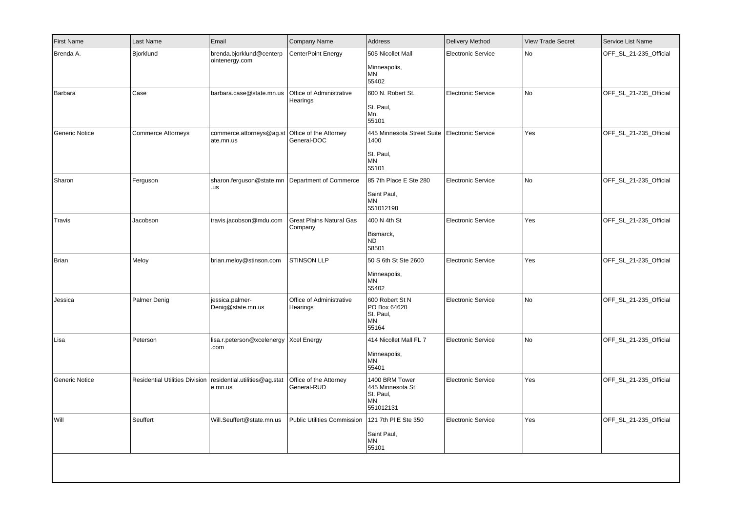| First Name | Last Name | Email | Company Name | Address | Delivery Method | View Trade Secret | Service List Name |
|---|---|---|---|---|---|---|---|
| Brenda A. | Bjorklund | brenda.bjorklund@centerpointenergy.com | CenterPoint Energy | 505 Nicollet Mall<br>Minneapolis,<br>MN<br>55402 | Electronic Service | No | OFF_SL_21-235_Official |
| Barbara | Case | barbara.case@state.mn.us | Office of Administrative Hearings | 600 N. Robert St.<br>St. Paul,<br>Mn.<br>55101 | Electronic Service | No | OFF_SL_21-235_Official |
| Generic Notice | Commerce Attorneys | commerce.attorneys@ag.state.mn.us | Office of the Attorney General-DOC | 445 Minnesota Street Suite 1400<br>St. Paul,<br>MN<br>55101 | Electronic Service | Yes | OFF_SL_21-235_Official |
| Sharon | Ferguson | sharon.ferguson@state.mn.us | Department of Commerce | 85 7th Place E Ste 280<br>Saint Paul,<br>MN<br>551012198 | Electronic Service | No | OFF_SL_21-235_Official |
| Travis | Jacobson | travis.jacobson@mdu.com | Great Plains Natural Gas Company | 400 N 4th St<br>Bismarck,<br>ND<br>58501 | Electronic Service | Yes | OFF_SL_21-235_Official |
| Brian | Meloy | brian.meloy@stinson.com | STINSON LLP | 50 S 6th St Ste 2600<br>Minneapolis,<br>MN<br>55402 | Electronic Service | Yes | OFF_SL_21-235_Official |
| Jessica | Palmer Denig | jessica.palmer-Denig@state.mn.us | Office of Administrative Hearings | 600 Robert St N<br>PO Box 64620<br>St. Paul,<br>MN<br>55164 | Electronic Service | No | OFF_SL_21-235_Official |
| Lisa | Peterson | lisa.r.peterson@xcelenergy.com | Xcel Energy | 414 Nicollet Mall FL 7<br>Minneapolis,<br>MN<br>55401 | Electronic Service | No | OFF_SL_21-235_Official |
| Generic Notice | Residential Utilities Division | residential.utilities@ag.state.mn.us | Office of the Attorney General-RUD | 1400 BRM Tower<br>445 Minnesota St<br>St. Paul,<br>MN<br>551012131 | Electronic Service | Yes | OFF_SL_21-235_Official |
| Will | Seuffert | Will.Seuffert@state.mn.us | Public Utilities Commission | 121 7th Pl E Ste 350<br>Saint Paul,<br>MN<br>55101 | Electronic Service | Yes | OFF_SL_21-235_Official |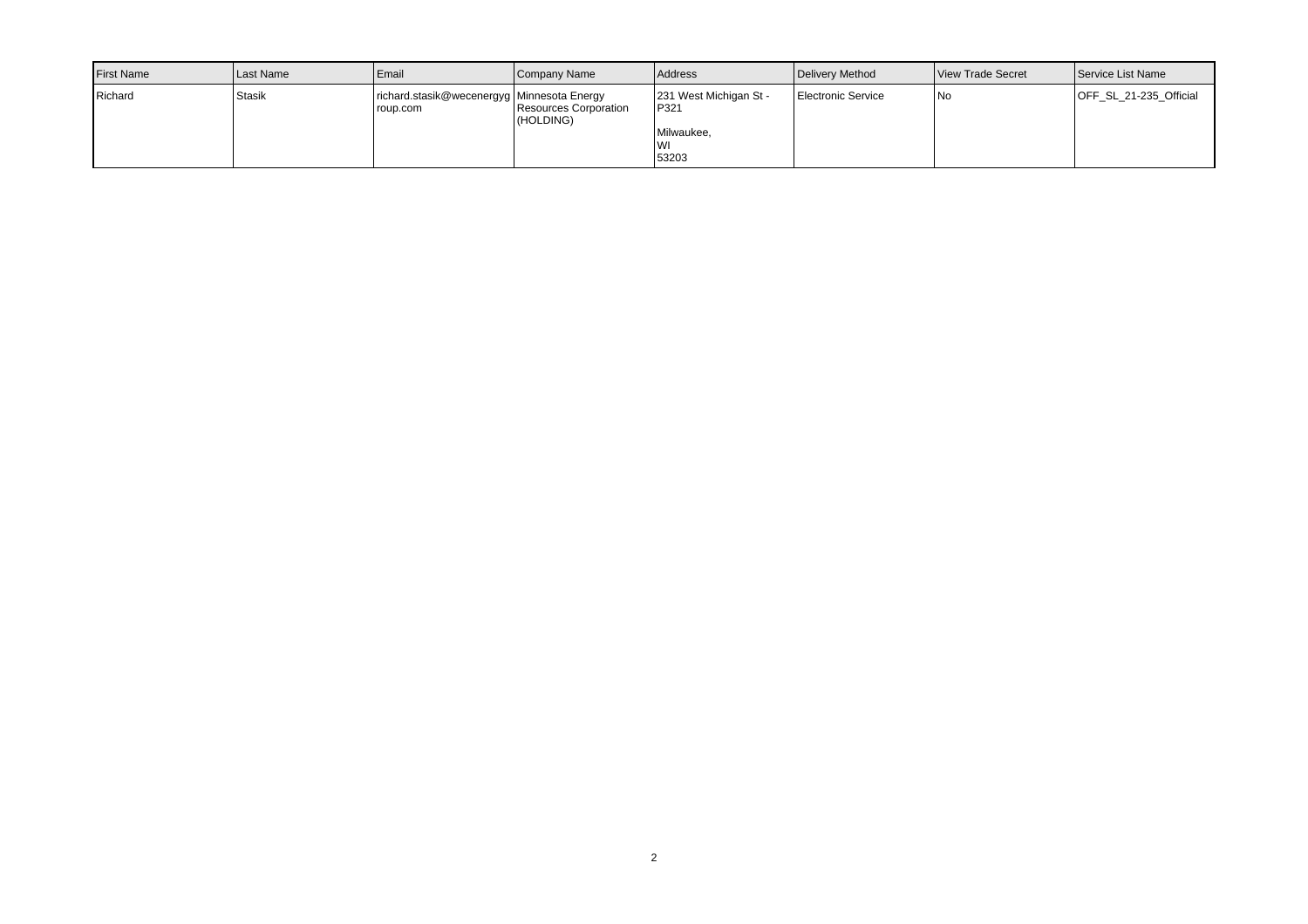| First Name | Last Name | Email | Company Name | Address | Delivery Method | View Trade Secret | Service List Name |
| --- | --- | --- | --- | --- | --- | --- | --- |
| Richard | Stasik | richard.stasik@wecenergygroup.com | Minnesota Energy Resources Corporation (HOLDING) | 231 West Michigan St - P321<br><br>Milwaukee,<br>WI<br>53203 | Electronic Service | No | OFF_SL_21-235_Official |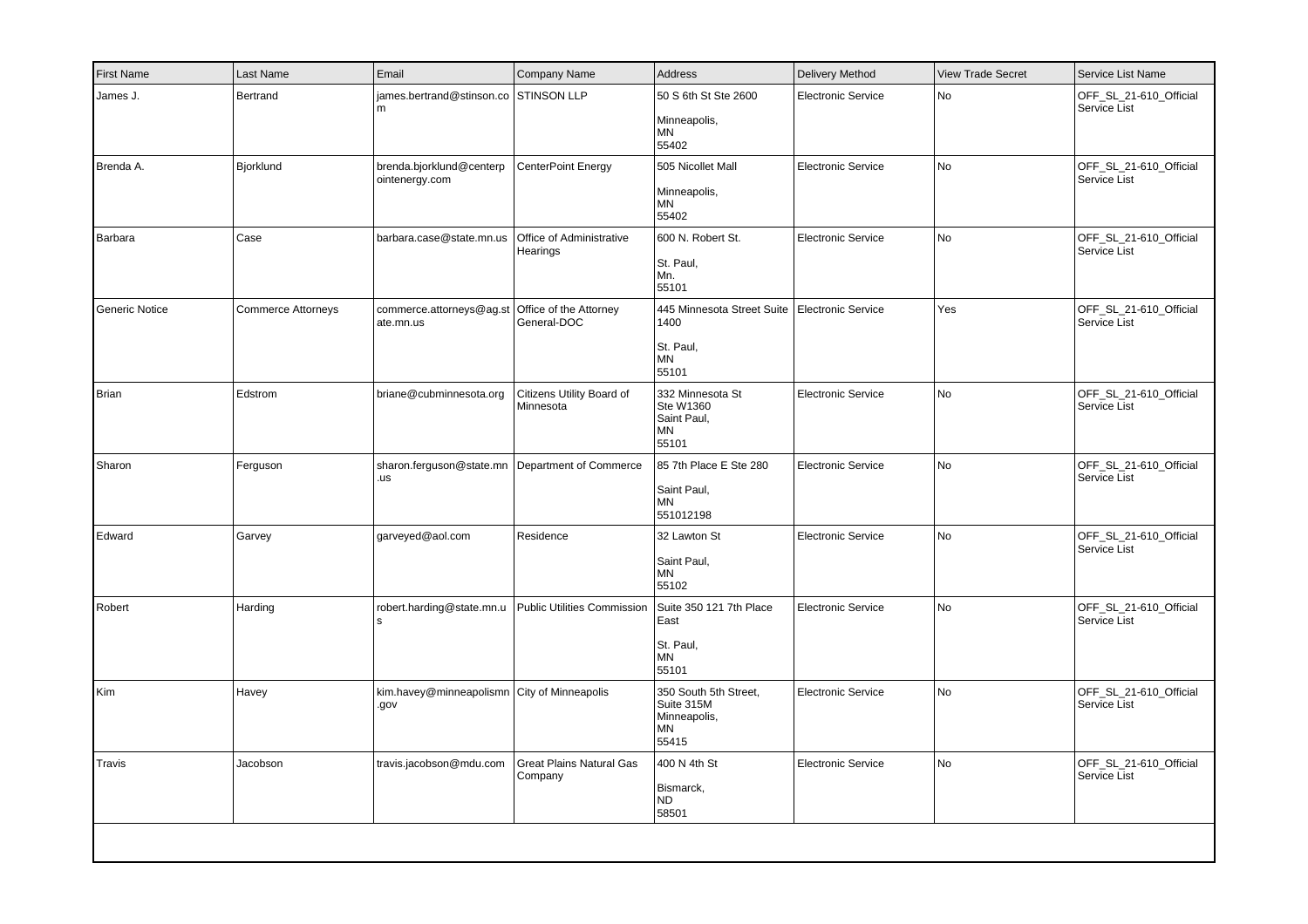| First Name | Last Name | Email | Company Name | Address | Delivery Method | View Trade Secret | Service List Name |
|---|---|---|---|---|---|---|---|
| James J. | Bertrand | james.bertrand@stinson.com | STINSON LLP | 50 S 6th St Ste 2600<br><br>Minneapolis,<br>MN<br>55402 | Electronic Service | No | OFF_SL_21-610_Official Service List |
| Brenda A. | Bjorklund | brenda.bjorklund@centerpointenergy.com | CenterPoint Energy | 505 Nicollet Mall<br><br>Minneapolis,<br>MN<br>55402 | Electronic Service | No | OFF_SL_21-610_Official Service List |
| Barbara | Case | barbara.case@state.mn.us | Office of Administrative Hearings | 600 N. Robert St.<br><br>St. Paul,<br>Mn.<br>55101 | Electronic Service | No | OFF_SL_21-610_Official Service List |
| Generic Notice | Commerce Attorneys | commerce.attorneys@ag.state.mn.us | Office of the Attorney General-DOC | 445 Minnesota Street Suite 1400<br><br>St. Paul,<br>MN<br>55101 | Electronic Service | Yes | OFF_SL_21-610_Official Service List |
| Brian | Edstrom | briane@cubminnesota.org | Citizens Utility Board of Minnesota | 332 Minnesota St<br>Ste W1360<br>Saint Paul,<br>MN<br>55101 | Electronic Service | No | OFF_SL_21-610_Official Service List |
| Sharon | Ferguson | sharon.ferguson@state.mn.us | Department of Commerce | 85 7th Place E Ste 280<br><br>Saint Paul,<br>MN<br>551012198 | Electronic Service | No | OFF_SL_21-610_Official Service List |
| Edward | Garvey | garveyed@aol.com | Residence | 32 Lawton St<br><br>Saint Paul,<br>MN<br>55102 | Electronic Service | No | OFF_SL_21-610_Official Service List |
| Robert | Harding | robert.harding@state.mn.us | Public Utilities Commission | Suite 350 121 7th Place East<br><br>St. Paul,<br>MN<br>55101 | Electronic Service | No | OFF_SL_21-610_Official Service List |
| Kim | Havey | kim.havey@minneapolismn.gov | City of Minneapolis | 350 South 5th Street, Suite 315M<br>Minneapolis,<br>MN<br>55415 | Electronic Service | No | OFF_SL_21-610_Official Service List |
| Travis | Jacobson | travis.jacobson@mdu.com | Great Plains Natural Gas Company | 400 N 4th St<br><br>Bismarck,<br>ND<br>58501 | Electronic Service | No | OFF_SL_21-610_Official Service List |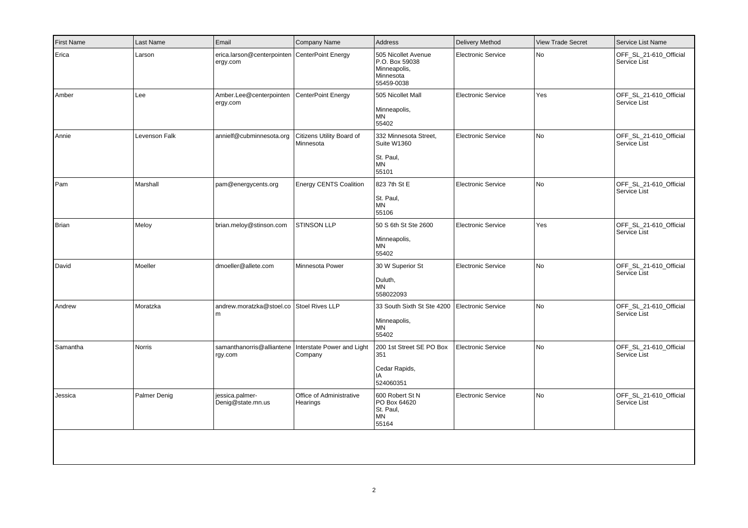| First Name | Last Name | Email | Company Name | Address | Delivery Method | View Trade Secret | Service List Name |
|---|---|---|---|---|---|---|---|
| Erica | Larson | erica.larson@centerpointenergy.com | CenterPoint Energy | 505 Nicollet Avenue P.O. Box 59038 Minneapolis, Minnesota 55459-0038 | Electronic Service | No | OFF_SL_21-610_Official Service List |
| Amber | Lee | Amber.Lee@centerpointenergy.com | CenterPoint Energy | 505 Nicollet Mall Minneapolis, MN 55402 | Electronic Service | Yes | OFF_SL_21-610_Official Service List |
| Annie | Levenson Falk | annielf@cubminnesota.org | Citizens Utility Board of Minnesota | 332 Minnesota Street, Suite W1360 St. Paul, MN 55101 | Electronic Service | No | OFF_SL_21-610_Official Service List |
| Pam | Marshall | pam@energycents.org | Energy CENTS Coalition | 823 7th St E St. Paul, MN 55106 | Electronic Service | No | OFF_SL_21-610_Official Service List |
| Brian | Meloy | brian.meloy@stinson.com | STINSON LLP | 50 S 6th St Ste 2600 Minneapolis, MN 55402 | Electronic Service | Yes | OFF_SL_21-610_Official Service List |
| David | Moeller | dmoeller@allete.com | Minnesota Power | 30 W Superior St Duluth, MN 558022093 | Electronic Service | No | OFF_SL_21-610_Official Service List |
| Andrew | Moratzka | andrew.moratzka@stoel.com | Stoel Rives LLP | 33 South Sixth St Ste 4200 Minneapolis, MN 55402 | Electronic Service | No | OFF_SL_21-610_Official Service List |
| Samantha | Norris | samanthanorris@alliantenergy.com | Interstate Power and Light Company | 200 1st Street SE PO Box 351 Cedar Rapids, IA 524060351 | Electronic Service | No | OFF_SL_21-610_Official Service List |
| Jessica | Palmer Denig | jessica.palmer-Denig@state.mn.us | Office of Administrative Hearings | 600 Robert St N PO Box 64620 St. Paul, MN 55164 | Electronic Service | No | OFF_SL_21-610_Official Service List |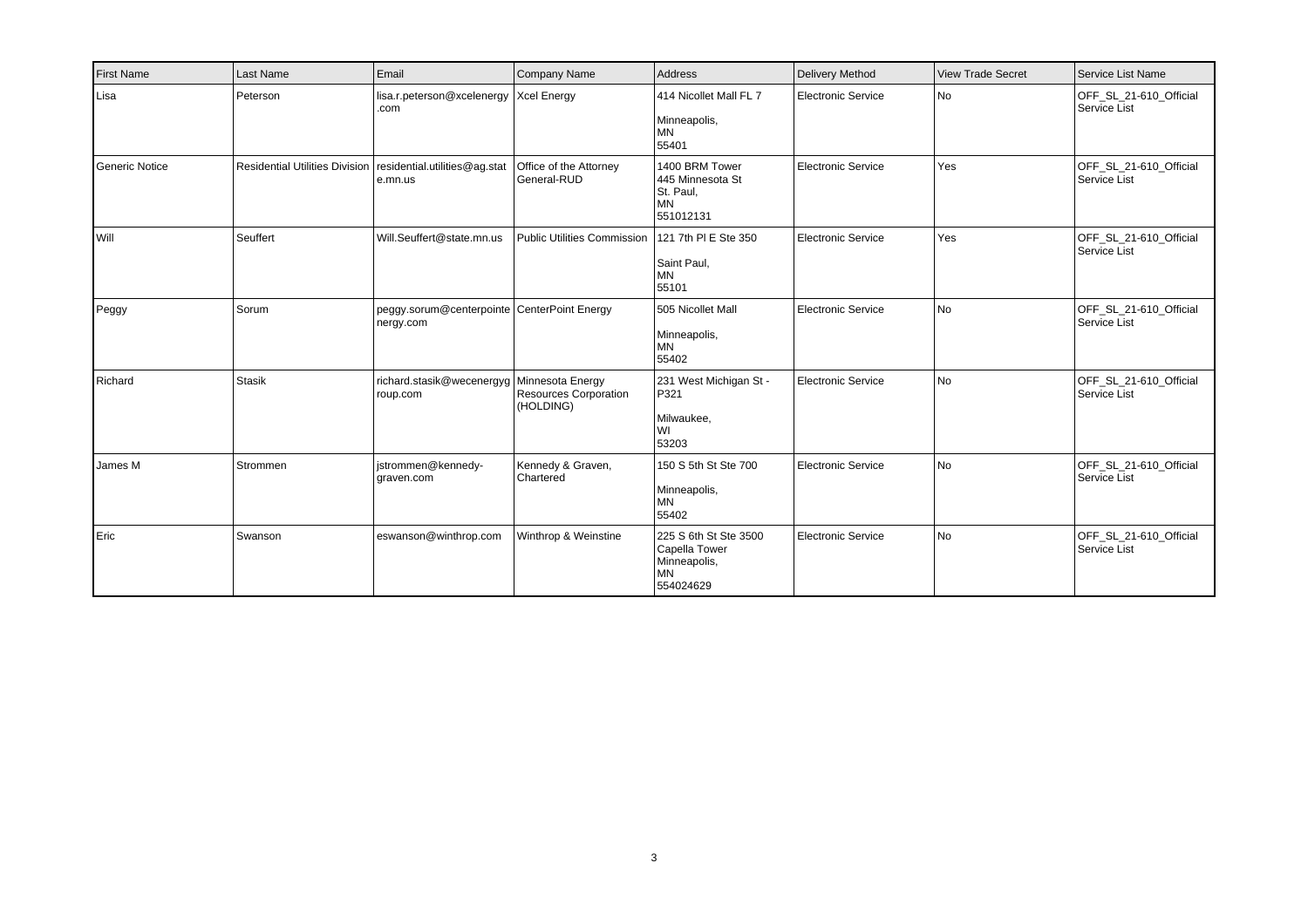| First Name | Last Name | Email | Company Name | Address | Delivery Method | View Trade Secret | Service List Name |
|---|---|---|---|---|---|---|---|
| Lisa | Peterson | lisa.r.peterson@xcelenergy.com | Xcel Energy | 414 Nicollet Mall FL 7<br><br>Minneapolis,<br>MN<br>55401 | Electronic Service | No | OFF_SL_21-610_Official Service List |
| Generic Notice | Residential Utilities Division | residential.utilities@ag.state.mn.us | Office of the Attorney General-RUD | 1400 BRM Tower<br>445 Minnesota St<br>St. Paul,<br>MN<br>551012131 | Electronic Service | Yes | OFF_SL_21-610_Official Service List |
| Will | Seuffert | Will.Seuffert@state.mn.us | Public Utilities Commission | 121 7th Pl E Ste 350<br><br>Saint Paul,<br>MN<br>55101 | Electronic Service | Yes | OFF_SL_21-610_Official Service List |
| Peggy | Sorum | peggy.sorum@centerpointenergy.com | CenterPoint Energy | 505 Nicollet Mall<br><br>Minneapolis,<br>MN<br>55402 | Electronic Service | No | OFF_SL_21-610_Official Service List |
| Richard | Stasik | richard.stasik@wecenergygroup.com | Minnesota Energy Resources Corporation (HOLDING) | 231 West Michigan St - P321<br><br>Milwaukee,<br>WI<br>53203 | Electronic Service | No | OFF_SL_21-610_Official Service List |
| James M | Strommen | jstrommen@kennedy-graven.com | Kennedy & Graven, Chartered | 150 S 5th St Ste 700<br><br>Minneapolis,<br>MN<br>55402 | Electronic Service | No | OFF_SL_21-610_Official Service List |
| Eric | Swanson | eswanson@winthrop.com | Winthrop & Weinstine | 225 S 6th St Ste 3500<br>Capella Tower<br>Minneapolis,<br>MN<br>554024629 | Electronic Service | No | OFF_SL_21-610_Official Service List |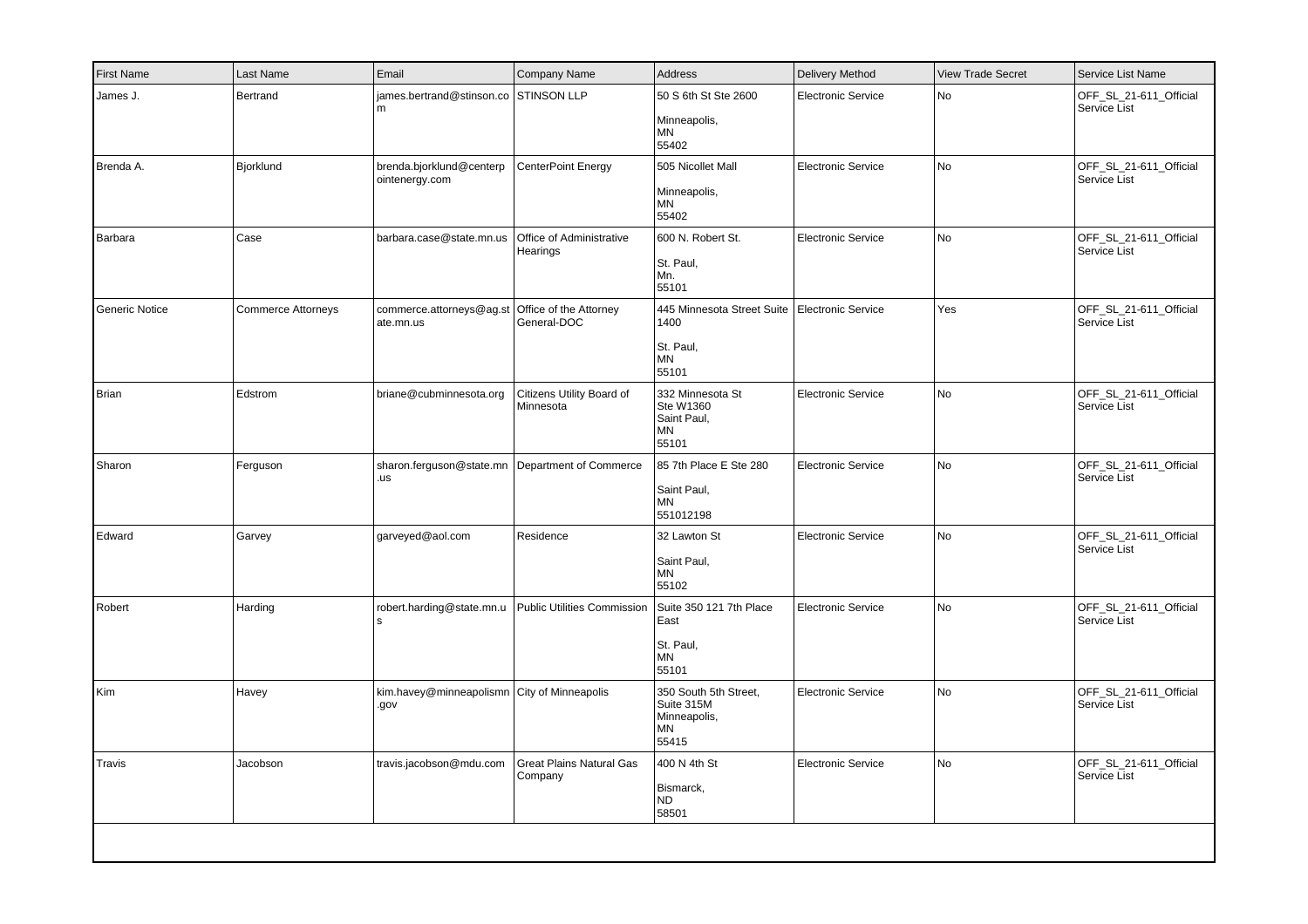| First Name | Last Name | Email | Company Name | Address | Delivery Method | View Trade Secret | Service List Name |
|---|---|---|---|---|---|---|---|
| James J. | Bertrand | james.bertrand@stinson.com | STINSON LLP | 50 S 6th St Ste 2600<br>Minneapolis,<br>MN<br>55402 | Electronic Service | No | OFF_SL_21-611_Official Service List |
| Brenda A. | Bjorklund | brenda.bjorklund@centerpointenergy.com | CenterPoint Energy | 505 Nicollet Mall<br>Minneapolis,<br>MN<br>55402 | Electronic Service | No | OFF_SL_21-611_Official Service List |
| Barbara | Case | barbara.case@state.mn.us | Office of Administrative Hearings | 600 N. Robert St.<br>St. Paul,<br>Mn.<br>55101 | Electronic Service | No | OFF_SL_21-611_Official Service List |
| Generic Notice | Commerce Attorneys | commerce.attorneys@ag.state.mn.us | Office of the Attorney General-DOC | 445 Minnesota Street Suite 1400<br>St. Paul,<br>MN<br>55101 | Electronic Service | Yes | OFF_SL_21-611_Official Service List |
| Brian | Edstrom | briane@cubminnesota.org | Citizens Utility Board of Minnesota | 332 Minnesota St<br>Ste W1360<br>Saint Paul,<br>MN<br>55101 | Electronic Service | No | OFF_SL_21-611_Official Service List |
| Sharon | Ferguson | sharon.ferguson@state.mn.us | Department of Commerce | 85 7th Place E Ste 280<br>Saint Paul,<br>MN<br>551012198 | Electronic Service | No | OFF_SL_21-611_Official Service List |
| Edward | Garvey | garveyed@aol.com | Residence | 32 Lawton St<br>Saint Paul,<br>MN<br>55102 | Electronic Service | No | OFF_SL_21-611_Official Service List |
| Robert | Harding | robert.harding@state.mn.us | Public Utilities Commission | Suite 350 121 7th Place East<br>St. Paul,<br>MN<br>55101 | Electronic Service | No | OFF_SL_21-611_Official Service List |
| Kim | Havey | kim.havey@minneapolismn.gov | City of Minneapolis | 350 South 5th Street, Suite 315M<br>Minneapolis,<br>MN<br>55415 | Electronic Service | No | OFF_SL_21-611_Official Service List |
| Travis | Jacobson | travis.jacobson@mdu.com | Great Plains Natural Gas Company | 400 N 4th St<br>Bismarck,<br>ND<br>58501 | Electronic Service | No | OFF_SL_21-611_Official Service List |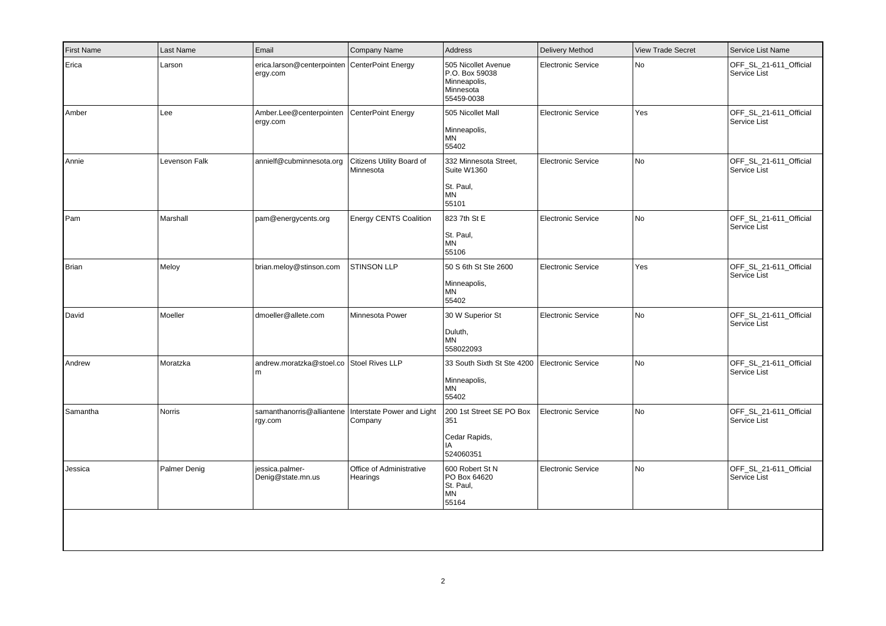| First Name | Last Name | Email | Company Name | Address | Delivery Method | View Trade Secret | Service List Name |
|---|---|---|---|---|---|---|---|
| Erica | Larson | erica.larson@centerpointenergy.com | CenterPoint Energy | 505 Nicollet Avenue P.O. Box 59038 Minneapolis, Minnesota 55459-0038 | Electronic Service | No | OFF_SL_21-611_Official Service List |
| Amber | Lee | Amber.Lee@centerpointenergy.com | CenterPoint Energy | 505 Nicollet Mall Minneapolis, MN 55402 | Electronic Service | Yes | OFF_SL_21-611_Official Service List |
| Annie | Levenson Falk | annielf@cubminnesota.org | Citizens Utility Board of Minnesota | 332 Minnesota Street, Suite W1360 St. Paul, MN 55101 | Electronic Service | No | OFF_SL_21-611_Official Service List |
| Pam | Marshall | pam@energycents.org | Energy CENTS Coalition | 823 7th St E St. Paul, MN 55106 | Electronic Service | No | OFF_SL_21-611_Official Service List |
| Brian | Meloy | brian.meloy@stinson.com | STINSON LLP | 50 S 6th St Ste 2600 Minneapolis, MN 55402 | Electronic Service | Yes | OFF_SL_21-611_Official Service List |
| David | Moeller | dmoeller@allete.com | Minnesota Power | 30 W Superior St Duluth, MN 558022093 | Electronic Service | No | OFF_SL_21-611_Official Service List |
| Andrew | Moratzka | andrew.moratzka@stoel.com | Stoel Rives LLP | 33 South Sixth St Ste 4200 Minneapolis, MN 55402 | Electronic Service | No | OFF_SL_21-611_Official Service List |
| Samantha | Norris | samanthanorris@alliantenergy.com | Interstate Power and Light Company | 200 1st Street SE PO Box 351 Cedar Rapids, IA 524060351 | Electronic Service | No | OFF_SL_21-611_Official Service List |
| Jessica | Palmer Denig | jessica.palmer-Denig@state.mn.us | Office of Administrative Hearings | 600 Robert St N PO Box 64620 St. Paul, MN 55164 | Electronic Service | No | OFF_SL_21-611_Official Service List |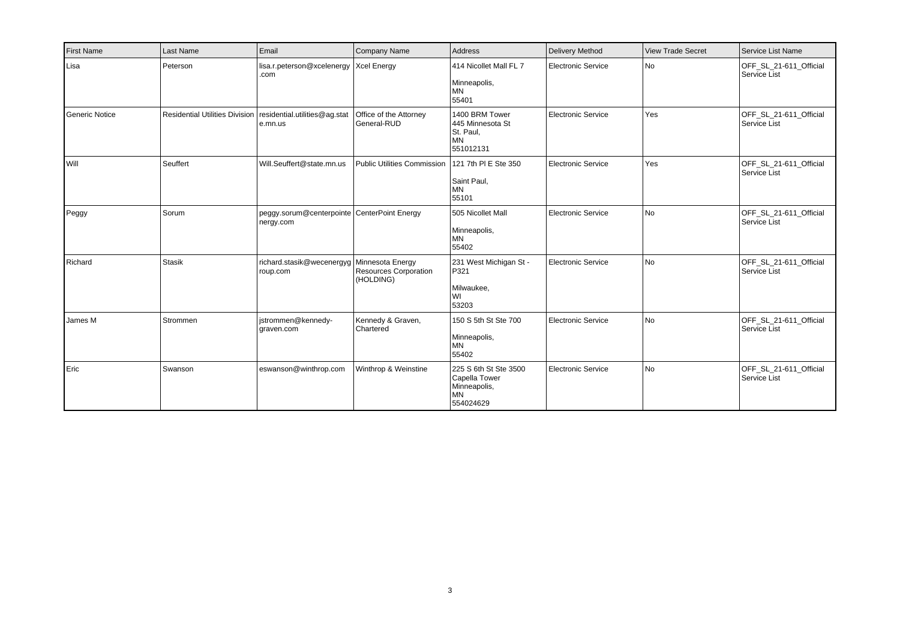| First Name | Last Name | Email | Company Name | Address | Delivery Method | View Trade Secret | Service List Name |
|---|---|---|---|---|---|---|---|
| Lisa | Peterson | lisa.r.peterson@xcelenergy.com | Xcel Energy | 414 Nicollet Mall FL 7<br><br>Minneapolis,<br>MN<br>55401 | Electronic Service | No | OFF_SL_21-611_Official Service List |
| Generic Notice | Residential Utilities Division | residential.utilities@ag.state.mn.us | Office of the Attorney General-RUD | 1400 BRM Tower<br>445 Minnesota St<br>St. Paul,<br>MN<br>551012131 | Electronic Service | Yes | OFF_SL_21-611_Official Service List |
| Will | Seuffert | Will.Seuffert@state.mn.us | Public Utilities Commission | 121 7th Pl E Ste 350<br><br>Saint Paul,<br>MN<br>55101 | Electronic Service | Yes | OFF_SL_21-611_Official Service List |
| Peggy | Sorum | peggy.sorum@centerpointenergy.com | CenterPoint Energy | 505 Nicollet Mall<br><br>Minneapolis,<br>MN<br>55402 | Electronic Service | No | OFF_SL_21-611_Official Service List |
| Richard | Stasik | richard.stasik@wecenergygroup.com | Minnesota Energy Resources Corporation (HOLDING) | 231 West Michigan St - P321<br><br>Milwaukee,<br>WI<br>53203 | Electronic Service | No | OFF_SL_21-611_Official Service List |
| James M | Strommen | jstrommen@kennedy-graven.com | Kennedy & Graven, Chartered | 150 S 5th St Ste 700<br><br>Minneapolis,<br>MN<br>55402 | Electronic Service | No | OFF_SL_21-611_Official Service List |
| Eric | Swanson | eswanson@winthrop.com | Winthrop & Weinstine | 225 S 6th St Ste 3500<br>Capella Tower<br>Minneapolis,<br>MN<br>554024629 | Electronic Service | No | OFF_SL_21-611_Official Service List |